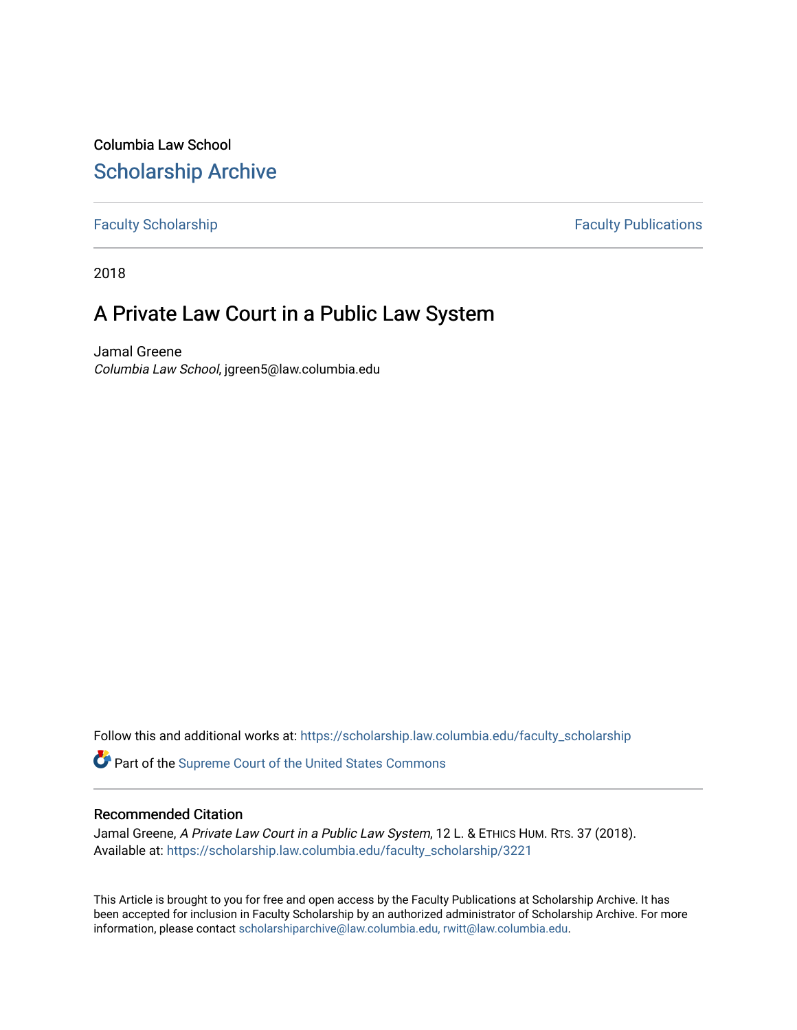Columbia Law School

# Scholarship Archive

Faculty Scholarship | Faculty Publications

2018

## A Private Law Court in a Public Law System

Jamal Greene
*Columbia Law School*, jgreen5@law.columbia.edu

Follow this and additional works at: https://scholarship.law.columbia.edu/faculty_scholarship

Part of the Supreme Court of the United States Commons

### Recommended Citation

Jamal Greene, *A Private Law Court in a Public Law System*, 12 L. & Ethics Hum. Rts. 37 (2018).
Available at: https://scholarship.law.columbia.edu/faculty_scholarship/3221

This Article is brought to you for free and open access by the Faculty Publications at Scholarship Archive. It has been accepted for inclusion in Faculty Scholarship by an authorized administrator of Scholarship Archive. For more information, please contact scholarshiparchive@law.columbia.edu, rwitt@law.columbia.edu.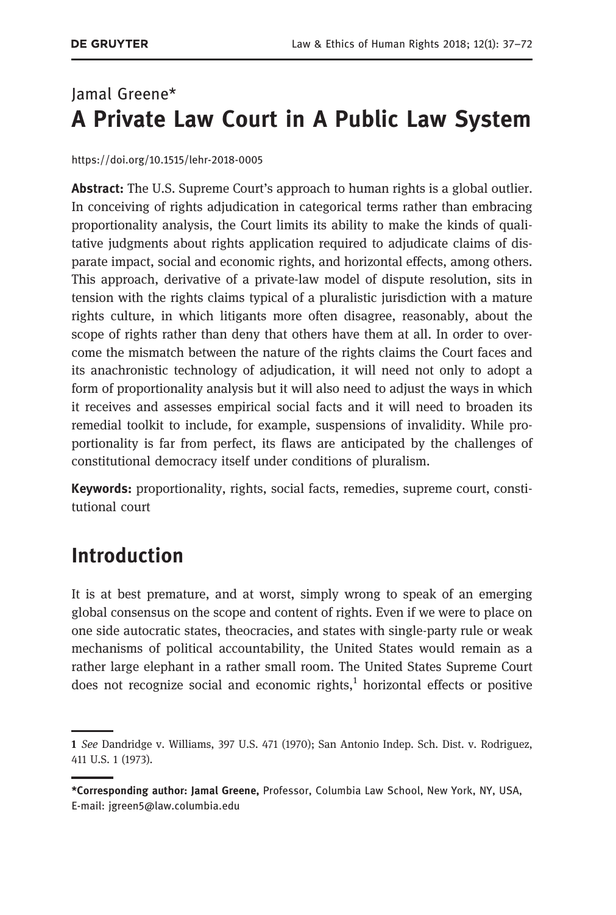Jamal Greene*

# A Private Law Court in A Public Law System

https://doi.org/10.1515/lehr-2018-0005

**Abstract:** The U.S. Supreme Court's approach to human rights is a global outlier. In conceiving of rights adjudication in categorical terms rather than embracing proportionality analysis, the Court limits its ability to make the kinds of qualitative judgments about rights application required to adjudicate claims of disparate impact, social and economic rights, and horizontal effects, among others. This approach, derivative of a private-law model of dispute resolution, sits in tension with the rights claims typical of a pluralistic jurisdiction with a mature rights culture, in which litigants more often disagree, reasonably, about the scope of rights rather than deny that others have them at all. In order to overcome the mismatch between the nature of the rights claims the Court faces and its anachronistic technology of adjudication, it will need not only to adopt a form of proportionality analysis but it will also need to adjust the ways in which it receives and assesses empirical social facts and it will need to broaden its remedial toolkit to include, for example, suspensions of invalidity. While proportionality is far from perfect, its flaws are anticipated by the challenges of constitutional democracy itself under conditions of pluralism.

**Keywords:** proportionality, rights, social facts, remedies, supreme court, constitutional court

## Introduction

It is at best premature, and at worst, simply wrong to speak of an emerging global consensus on the scope and content of rights. Even if we were to place on one side autocratic states, theocracies, and states with single-party rule or weak mechanisms of political accountability, the United States would remain as a rather large elephant in a rather small room. The United States Supreme Court does not recognize social and economic rights,[1] horizontal effects or positive

---

**1** *See* Dandridge v. Williams, 397 U.S. 471 (1970); San Antonio Indep. Sch. Dist. v. Rodriguez, 411 U.S. 1 (1973).

---

***Corresponding author: Jamal Greene,** Professor, Columbia Law School, New York, NY, USA, E-mail: jgreen5@law.columbia.edu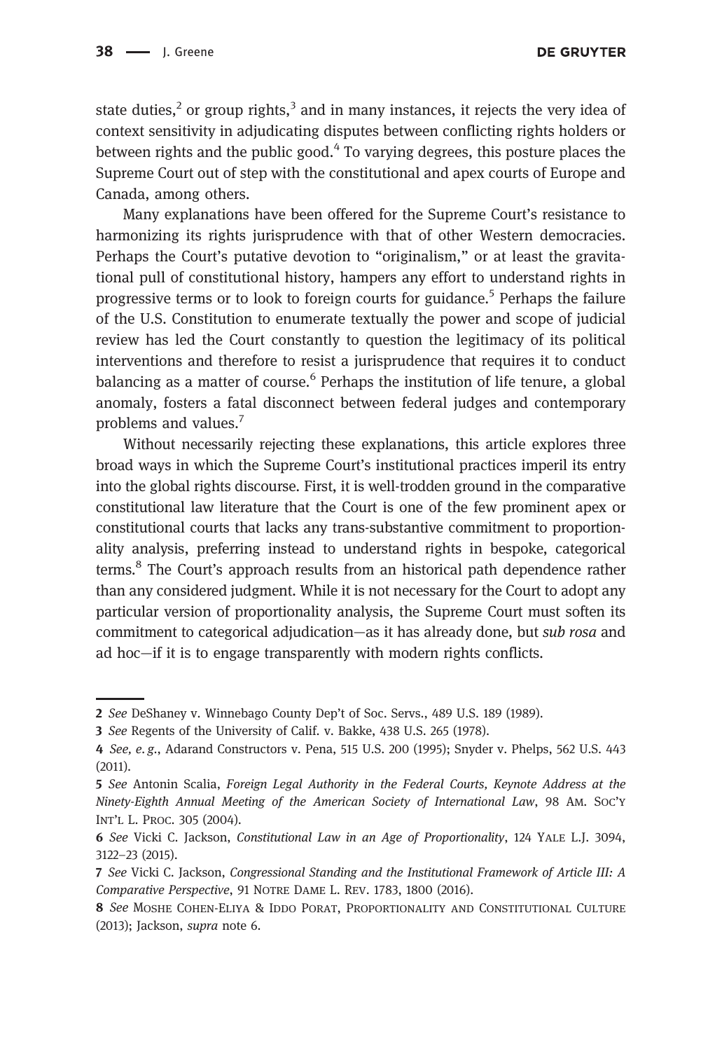state duties,[2] or group rights,[3] and in many instances, it rejects the very idea of context sensitivity in adjudicating disputes between conflicting rights holders or between rights and the public good.[4] To varying degrees, this posture places the Supreme Court out of step with the constitutional and apex courts of Europe and Canada, among others.

Many explanations have been offered for the Supreme Court's resistance to harmonizing its rights jurisprudence with that of other Western democracies. Perhaps the Court's putative devotion to "originalism," or at least the gravitational pull of constitutional history, hampers any effort to understand rights in progressive terms or to look to foreign courts for guidance.[5] Perhaps the failure of the U.S. Constitution to enumerate textually the power and scope of judicial review has led the Court constantly to question the legitimacy of its political interventions and therefore to resist a jurisprudence that requires it to conduct balancing as a matter of course.[6] Perhaps the institution of life tenure, a global anomaly, fosters a fatal disconnect between federal judges and contemporary problems and values.[7]

Without necessarily rejecting these explanations, this article explores three broad ways in which the Supreme Court's institutional practices imperil its entry into the global rights discourse. First, it is well-trodden ground in the comparative constitutional law literature that the Court is one of the few prominent apex or constitutional courts that lacks any trans-substantive commitment to proportionality analysis, preferring instead to understand rights in bespoke, categorical terms.[8] The Court's approach results from an historical path dependence rather than any considered judgment. While it is not necessary for the Court to adopt any particular version of proportionality analysis, the Supreme Court must soften its commitment to categorical adjudication—as it has already done, but *sub rosa* and ad hoc—if it is to engage transparently with modern rights conflicts.

---

2 *See* DeShaney v. Winnebago County Dep't of Soc. Servs., 489 U.S. 189 (1989).

3 *See* Regents of the University of Calif. v. Bakke, 438 U.S. 265 (1978).

4 *See, e.g.*, Adarand Constructors v. Pena, 515 U.S. 200 (1995); Snyder v. Phelps, 562 U.S. 443 (2011).

5 *See* Antonin Scalia, *Foreign Legal Authority in the Federal Courts, Keynote Address at the Ninety-Eighth Annual Meeting of the American Society of International Law*, 98 Am. Soc'y Int'l L. Proc. 305 (2004).

6 *See* Vicki C. Jackson, *Constitutional Law in an Age of Proportionality*, 124 Yale L.J. 3094, 3122–23 (2015).

7 *See* Vicki C. Jackson, *Congressional Standing and the Institutional Framework of Article III: A Comparative Perspective*, 91 Notre Dame L. Rev. 1783, 1800 (2016).

8 *See* Moshe Cohen-Eliya & Iddo Porat, Proportionality and Constitutional Culture (2013); Jackson, *supra* note 6.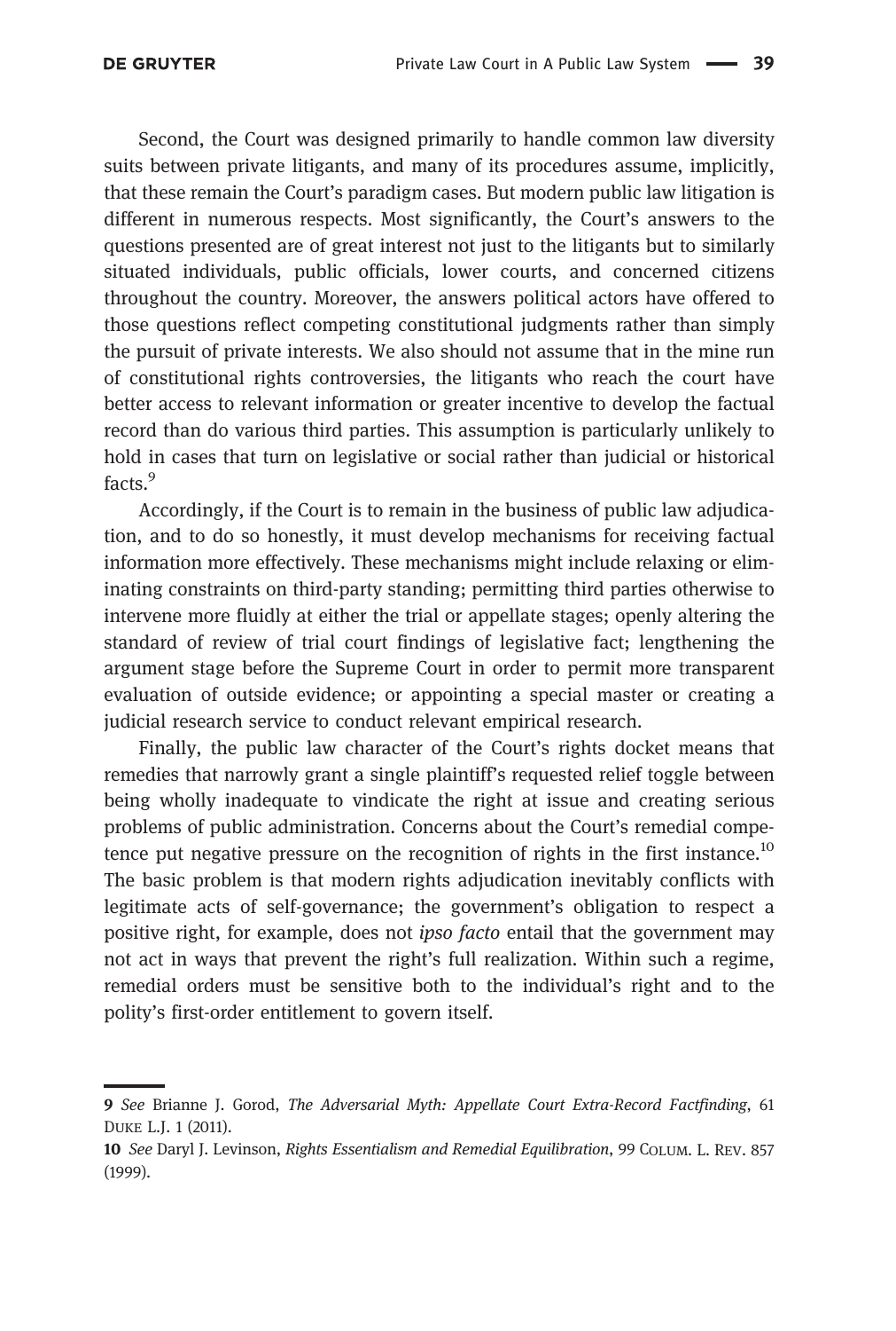Second, the Court was designed primarily to handle common law diversity suits between private litigants, and many of its procedures assume, implicitly, that these remain the Court's paradigm cases. But modern public law litigation is different in numerous respects. Most significantly, the Court's answers to the questions presented are of great interest not just to the litigants but to similarly situated individuals, public officials, lower courts, and concerned citizens throughout the country. Moreover, the answers political actors have offered to those questions reflect competing constitutional judgments rather than simply the pursuit of private interests. We also should not assume that in the mine run of constitutional rights controversies, the litigants who reach the court have better access to relevant information or greater incentive to develop the factual record than do various third parties. This assumption is particularly unlikely to hold in cases that turn on legislative or social rather than judicial or historical facts.[9]

Accordingly, if the Court is to remain in the business of public law adjudication, and to do so honestly, it must develop mechanisms for receiving factual information more effectively. These mechanisms might include relaxing or eliminating constraints on third-party standing; permitting third parties otherwise to intervene more fluidly at either the trial or appellate stages; openly altering the standard of review of trial court findings of legislative fact; lengthening the argument stage before the Supreme Court in order to permit more transparent evaluation of outside evidence; or appointing a special master or creating a judicial research service to conduct relevant empirical research.

Finally, the public law character of the Court's rights docket means that remedies that narrowly grant a single plaintiff's requested relief toggle between being wholly inadequate to vindicate the right at issue and creating serious problems of public administration. Concerns about the Court's remedial competence put negative pressure on the recognition of rights in the first instance.[10] The basic problem is that modern rights adjudication inevitably conflicts with legitimate acts of self-governance; the government's obligation to respect a positive right, for example, does not *ipso facto* entail that the government may not act in ways that prevent the right's full realization. Within such a regime, remedial orders must be sensitive both to the individual's right and to the polity's first-order entitlement to govern itself.

---

**9** *See* Brianne J. Gorod, *The Adversarial Myth: Appellate Court Extra-Record Factfinding*, 61 Duke L.J. 1 (2011).

**10** *See* Daryl J. Levinson, *Rights Essentialism and Remedial Equilibration*, 99 Colum. L. Rev. 857 (1999).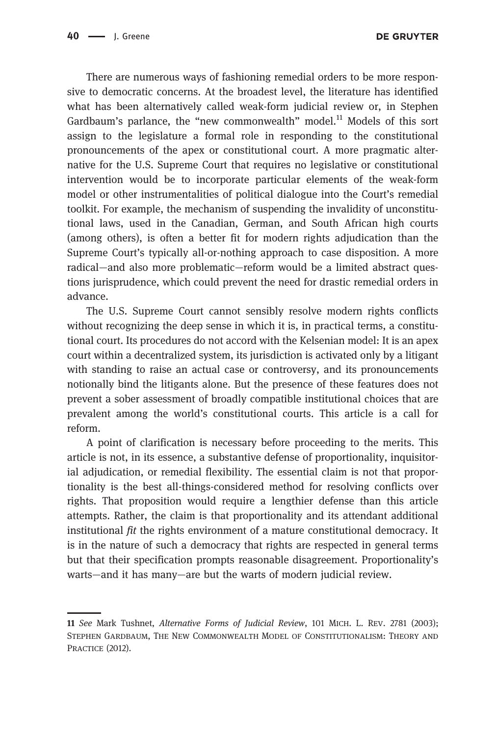There are numerous ways of fashioning remedial orders to be more responsive to democratic concerns. At the broadest level, the literature has identified what has been alternatively called weak-form judicial review or, in Stephen Gardbaum's parlance, the "new commonwealth" model.[11] Models of this sort assign to the legislature a formal role in responding to the constitutional pronouncements of the apex or constitutional court. A more pragmatic alternative for the U.S. Supreme Court that requires no legislative or constitutional intervention would be to incorporate particular elements of the weak-form model or other instrumentalities of political dialogue into the Court's remedial toolkit. For example, the mechanism of suspending the invalidity of unconstitutional laws, used in the Canadian, German, and South African high courts (among others), is often a better fit for modern rights adjudication than the Supreme Court's typically all-or-nothing approach to case disposition. A more radical—and also more problematic—reform would be a limited abstract questions jurisprudence, which could prevent the need for drastic remedial orders in advance.

The U.S. Supreme Court cannot sensibly resolve modern rights conflicts without recognizing the deep sense in which it is, in practical terms, a constitutional court. Its procedures do not accord with the Kelsenian model: It is an apex court within a decentralized system, its jurisdiction is activated only by a litigant with standing to raise an actual case or controversy, and its pronouncements notionally bind the litigants alone. But the presence of these features does not prevent a sober assessment of broadly compatible institutional choices that are prevalent among the world's constitutional courts. This article is a call for reform.

A point of clarification is necessary before proceeding to the merits. This article is not, in its essence, a substantive defense of proportionality, inquisitorial adjudication, or remedial flexibility. The essential claim is not that proportionality is the best all-things-considered method for resolving conflicts over rights. That proposition would require a lengthier defense than this article attempts. Rather, the claim is that proportionality and its attendant additional institutional *fit* the rights environment of a mature constitutional democracy. It is in the nature of such a democracy that rights are respected in general terms but that their specification prompts reasonable disagreement. Proportionality's warts—and it has many—are but the warts of modern judicial review.

---

11 *See* Mark Tushnet, *Alternative Forms of Judicial Review*, 101 Mich. L. Rev. 2781 (2003); Stephen Gardbaum, The New Commonwealth Model of Constitutionalism: Theory and Practice (2012).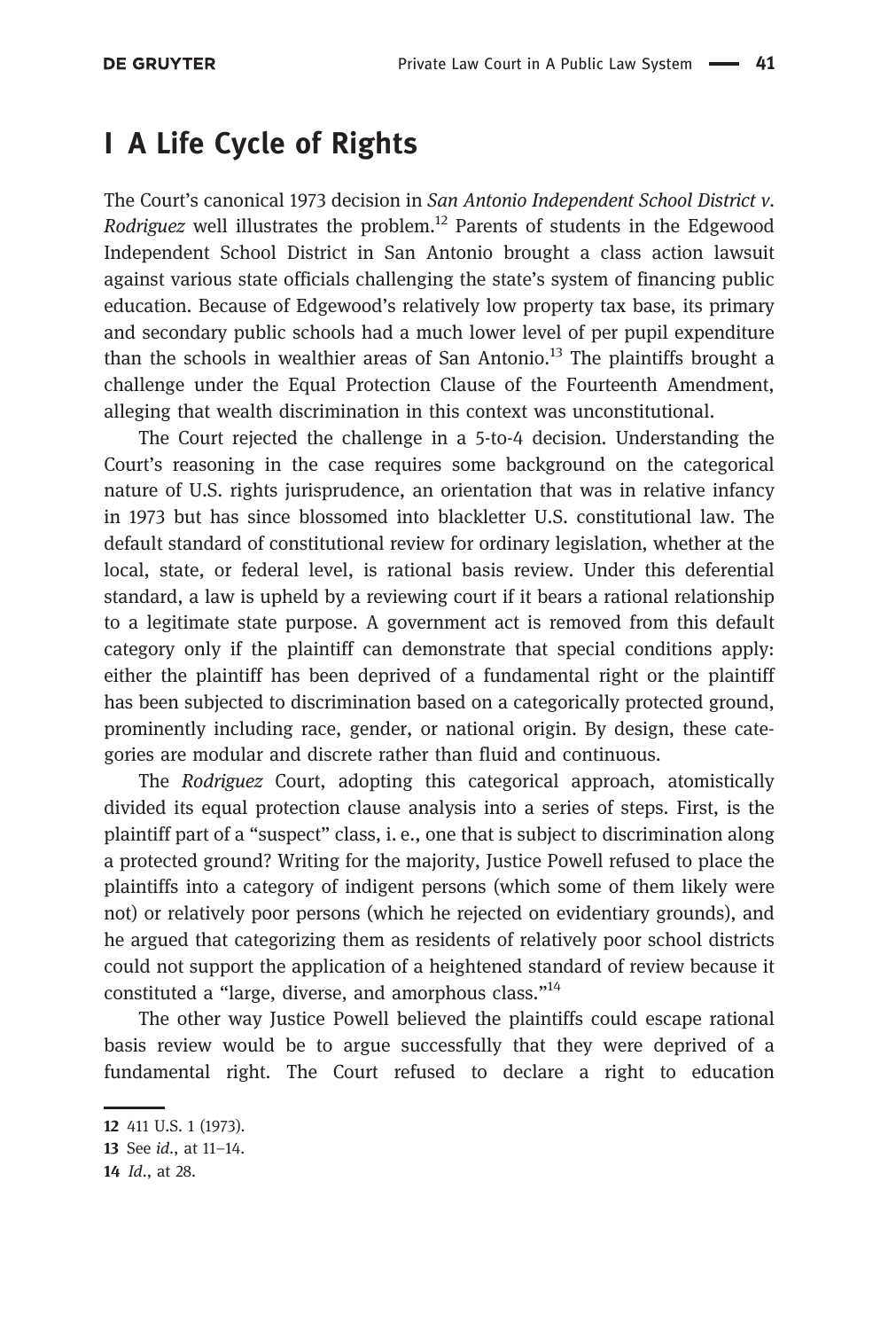## I A Life Cycle of Rights

The Court's canonical 1973 decision in *San Antonio Independent School District v. Rodriguez* well illustrates the problem.[12] Parents of students in the Edgewood Independent School District in San Antonio brought a class action lawsuit against various state officials challenging the state's system of financing public education. Because of Edgewood's relatively low property tax base, its primary and secondary public schools had a much lower level of per pupil expenditure than the schools in wealthier areas of San Antonio.[13] The plaintiffs brought a challenge under the Equal Protection Clause of the Fourteenth Amendment, alleging that wealth discrimination in this context was unconstitutional.

The Court rejected the challenge in a 5-to-4 decision. Understanding the Court's reasoning in the case requires some background on the categorical nature of U.S. rights jurisprudence, an orientation that was in relative infancy in 1973 but has since blossomed into blackletter U.S. constitutional law. The default standard of constitutional review for ordinary legislation, whether at the local, state, or federal level, is rational basis review. Under this deferential standard, a law is upheld by a reviewing court if it bears a rational relationship to a legitimate state purpose. A government act is removed from this default category only if the plaintiff can demonstrate that special conditions apply: either the plaintiff has been deprived of a fundamental right or the plaintiff has been subjected to discrimination based on a categorically protected ground, prominently including race, gender, or national origin. By design, these categories are modular and discrete rather than fluid and continuous.

The *Rodriguez* Court, adopting this categorical approach, atomistically divided its equal protection clause analysis into a series of steps. First, is the plaintiff part of a "suspect" class, i. e., one that is subject to discrimination along a protected ground? Writing for the majority, Justice Powell refused to place the plaintiffs into a category of indigent persons (which some of them likely were not) or relatively poor persons (which he rejected on evidentiary grounds), and he argued that categorizing them as residents of relatively poor school districts could not support the application of a heightened standard of review because it constituted a "large, diverse, and amorphous class."[14]

The other way Justice Powell believed the plaintiffs could escape rational basis review would be to argue successfully that they were deprived of a fundamental right. The Court refused to declare a right to education

---

12 411 U.S. 1 (1973).

13 See *id.*, at 11–14.

14 *Id.*, at 28.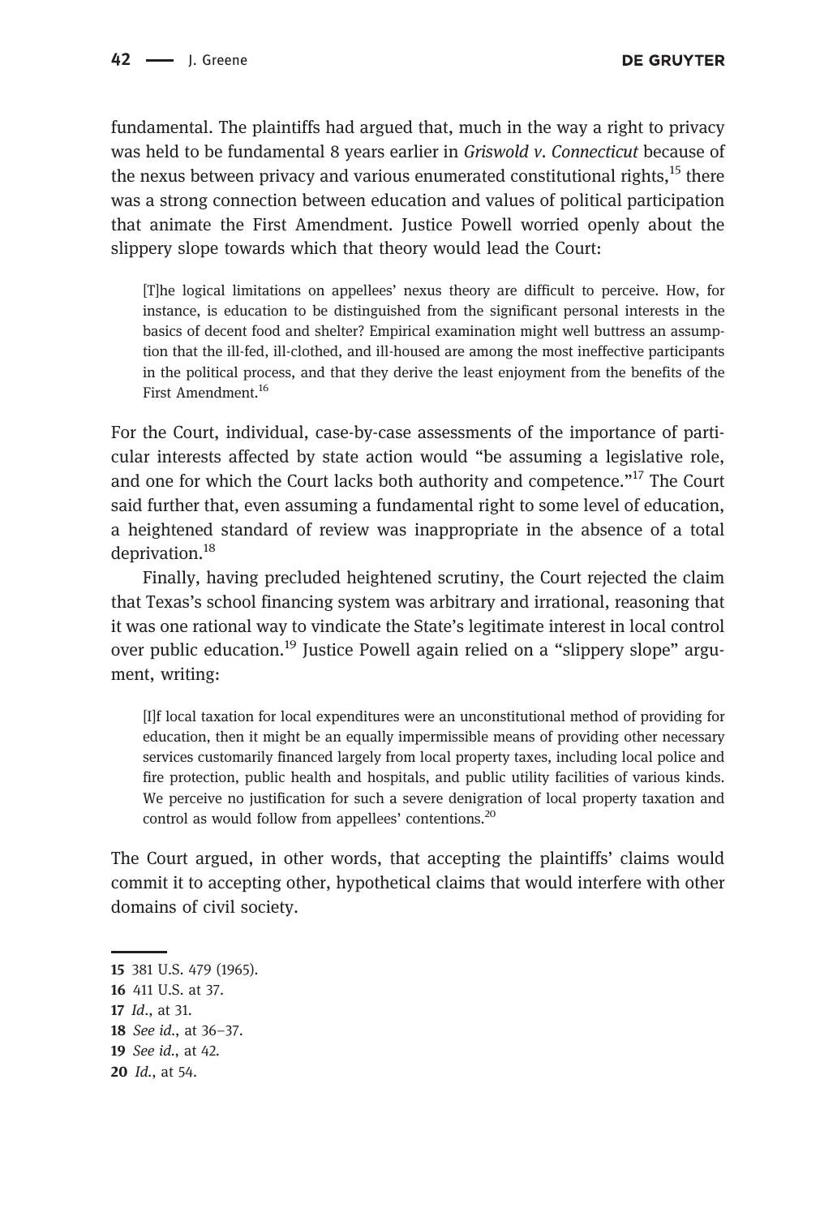fundamental. The plaintiffs had argued that, much in the way a right to privacy was held to be fundamental 8 years earlier in *Griswold v. Connecticut* because of the nexus between privacy and various enumerated constitutional rights,[15] there was a strong connection between education and values of political participation that animate the First Amendment. Justice Powell worried openly about the slippery slope towards which that theory would lead the Court:

> [T]he logical limitations on appellees' nexus theory are difficult to perceive. How, for instance, is education to be distinguished from the significant personal interests in the basics of decent food and shelter? Empirical examination might well buttress an assumption that the ill-fed, ill-clothed, and ill-housed are among the most ineffective participants in the political process, and that they derive the least enjoyment from the benefits of the First Amendment.[16]

For the Court, individual, case-by-case assessments of the importance of particular interests affected by state action would "be assuming a legislative role, and one for which the Court lacks both authority and competence."[17] The Court said further that, even assuming a fundamental right to some level of education, a heightened standard of review was inappropriate in the absence of a total deprivation.[18]

Finally, having precluded heightened scrutiny, the Court rejected the claim that Texas's school financing system was arbitrary and irrational, reasoning that it was one rational way to vindicate the State's legitimate interest in local control over public education.[19] Justice Powell again relied on a "slippery slope" argument, writing:

> [I]f local taxation for local expenditures were an unconstitutional method of providing for education, then it might be an equally impermissible means of providing other necessary services customarily financed largely from local property taxes, including local police and fire protection, public health and hospitals, and public utility facilities of various kinds. We perceive no justification for such a severe denigration of local property taxation and control as would follow from appellees' contentions.[20]

The Court argued, in other words, that accepting the plaintiffs' claims would commit it to accepting other, hypothetical claims that would interfere with other domains of civil society.

---

15 381 U.S. 479 (1965).
16 411 U.S. at 37.
17 *Id*., at 31.
18 *See id*., at 36–37.
19 *See id*., at 42.
20 *Id*., at 54.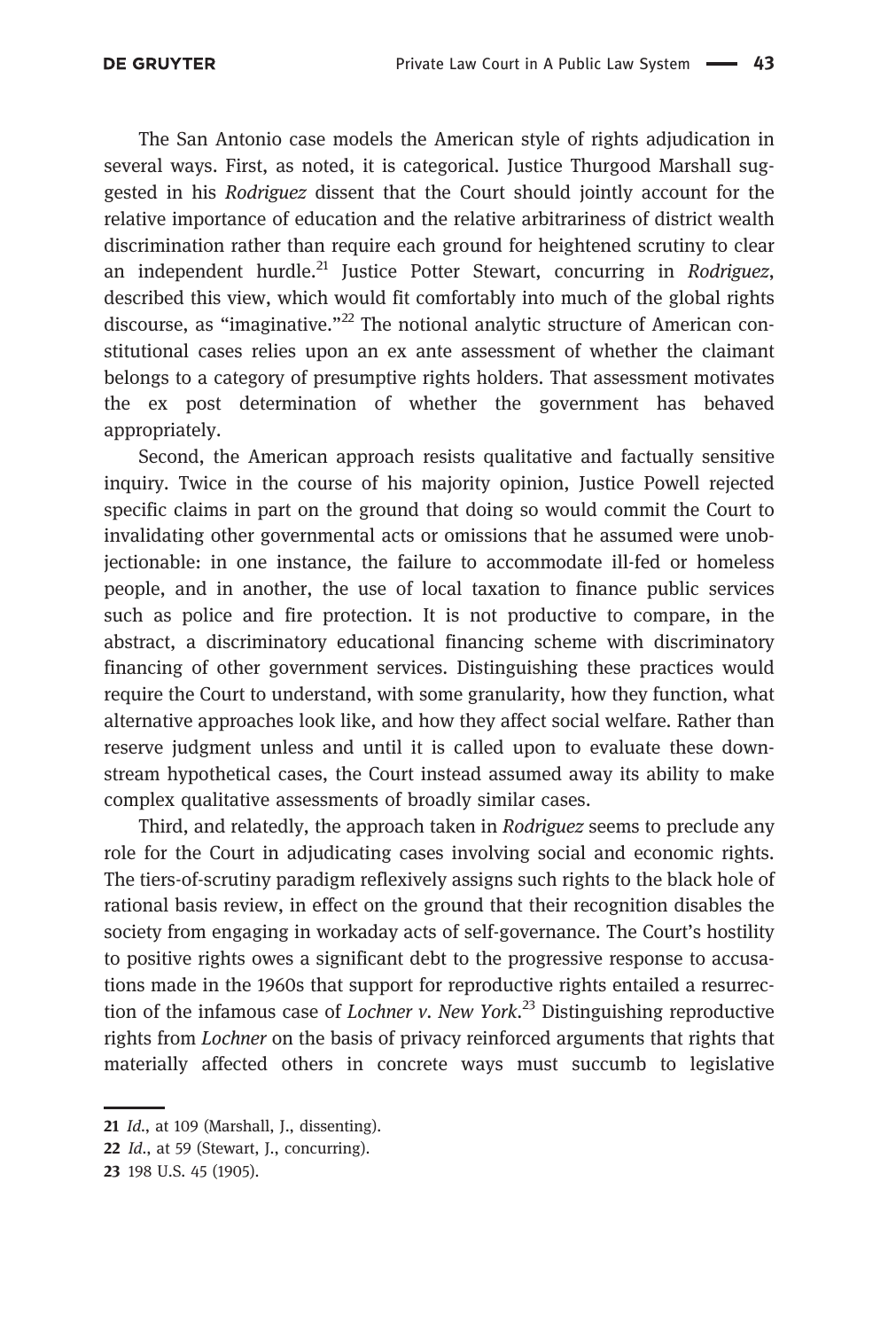The San Antonio case models the American style of rights adjudication in several ways. First, as noted, it is categorical. Justice Thurgood Marshall suggested in his *Rodriguez* dissent that the Court should jointly account for the relative importance of education and the relative arbitrariness of district wealth discrimination rather than require each ground for heightened scrutiny to clear an independent hurdle.[21] Justice Potter Stewart, concurring in *Rodriguez*, described this view, which would fit comfortably into much of the global rights discourse, as "imaginative."[22] The notional analytic structure of American constitutional cases relies upon an ex ante assessment of whether the claimant belongs to a category of presumptive rights holders. That assessment motivates the ex post determination of whether the government has behaved appropriately.

Second, the American approach resists qualitative and factually sensitive inquiry. Twice in the course of his majority opinion, Justice Powell rejected specific claims in part on the ground that doing so would commit the Court to invalidating other governmental acts or omissions that he assumed were unobjectionable: in one instance, the failure to accommodate ill-fed or homeless people, and in another, the use of local taxation to finance public services such as police and fire protection. It is not productive to compare, in the abstract, a discriminatory educational financing scheme with discriminatory financing of other government services. Distinguishing these practices would require the Court to understand, with some granularity, how they function, what alternative approaches look like, and how they affect social welfare. Rather than reserve judgment unless and until it is called upon to evaluate these downstream hypothetical cases, the Court instead assumed away its ability to make complex qualitative assessments of broadly similar cases.

Third, and relatedly, the approach taken in *Rodriguez* seems to preclude any role for the Court in adjudicating cases involving social and economic rights. The tiers-of-scrutiny paradigm reflexively assigns such rights to the black hole of rational basis review, in effect on the ground that their recognition disables the society from engaging in workaday acts of self-governance. The Court's hostility to positive rights owes a significant debt to the progressive response to accusations made in the 1960s that support for reproductive rights entailed a resurrection of the infamous case of *Lochner v. New York*.[23] Distinguishing reproductive rights from *Lochner* on the basis of privacy reinforced arguments that rights that materially affected others in concrete ways must succumb to legislative

---

21 *Id.*, at 109 (Marshall, J., dissenting).

22 *Id.*, at 59 (Stewart, J., concurring).

23 198 U.S. 45 (1905).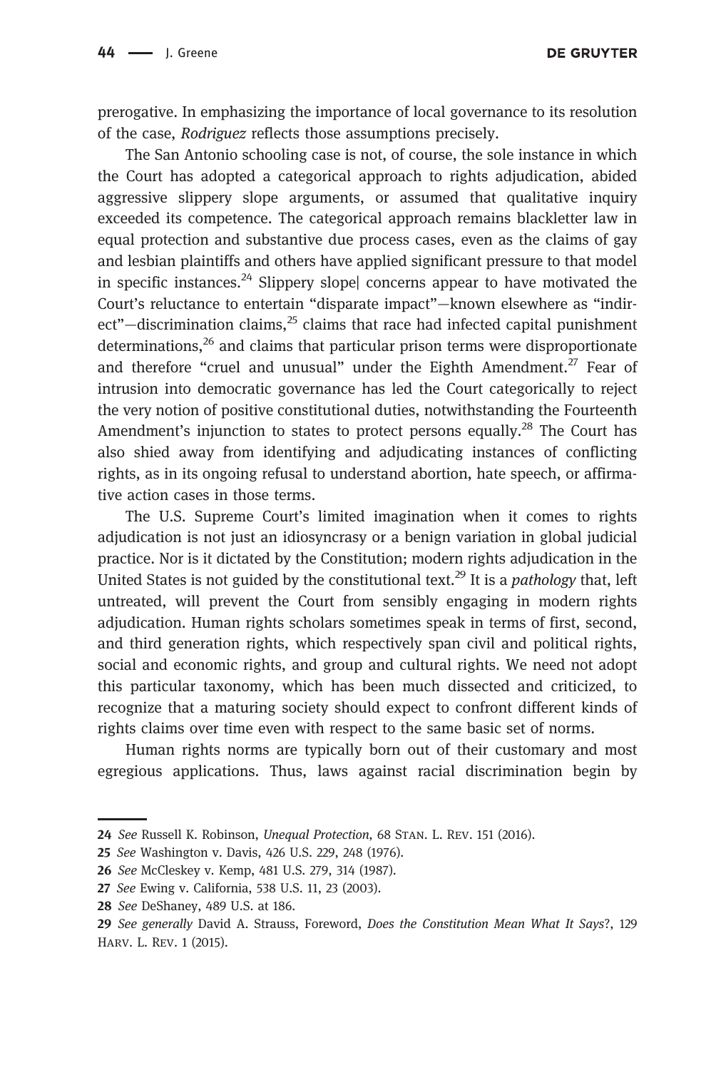prerogative. In emphasizing the importance of local governance to its resolution of the case, *Rodriguez* reflects those assumptions precisely.

The San Antonio schooling case is not, of course, the sole instance in which the Court has adopted a categorical approach to rights adjudication, abided aggressive slippery slope arguments, or assumed that qualitative inquiry exceeded its competence. The categorical approach remains blackletter law in equal protection and substantive due process cases, even as the claims of gay and lesbian plaintiffs and others have applied significant pressure to that model in specific instances.[24] Slippery slope| concerns appear to have motivated the Court's reluctance to entertain "disparate impact"—known elsewhere as "indirect"—discrimination claims,[25] claims that race had infected capital punishment determinations,[26] and claims that particular prison terms were disproportionate and therefore "cruel and unusual" under the Eighth Amendment.[27] Fear of intrusion into democratic governance has led the Court categorically to reject the very notion of positive constitutional duties, notwithstanding the Fourteenth Amendment's injunction to states to protect persons equally.[28] The Court has also shied away from identifying and adjudicating instances of conflicting rights, as in its ongoing refusal to understand abortion, hate speech, or affirmative action cases in those terms.

The U.S. Supreme Court's limited imagination when it comes to rights adjudication is not just an idiosyncrasy or a benign variation in global judicial practice. Nor is it dictated by the Constitution; modern rights adjudication in the United States is not guided by the constitutional text.[29] It is a *pathology* that, left untreated, will prevent the Court from sensibly engaging in modern rights adjudication. Human rights scholars sometimes speak in terms of first, second, and third generation rights, which respectively span civil and political rights, social and economic rights, and group and cultural rights. We need not adopt this particular taxonomy, which has been much dissected and criticized, to recognize that a maturing society should expect to confront different kinds of rights claims over time even with respect to the same basic set of norms.

Human rights norms are typically born out of their customary and most egregious applications. Thus, laws against racial discrimination begin by

---

24 *See* Russell K. Robinson, *Unequal Protection*, 68 Stan. L. Rev. 151 (2016).

25 *See* Washington v. Davis, 426 U.S. 229, 248 (1976).

26 *See* McCleskey v. Kemp, 481 U.S. 279, 314 (1987).

27 *See* Ewing v. California, 538 U.S. 11, 23 (2003).

28 *See* DeShaney, 489 U.S. at 186.

29 *See generally* David A. Strauss, Foreword, *Does the Constitution Mean What It Says?*, 129 Harv. L. Rev. 1 (2015).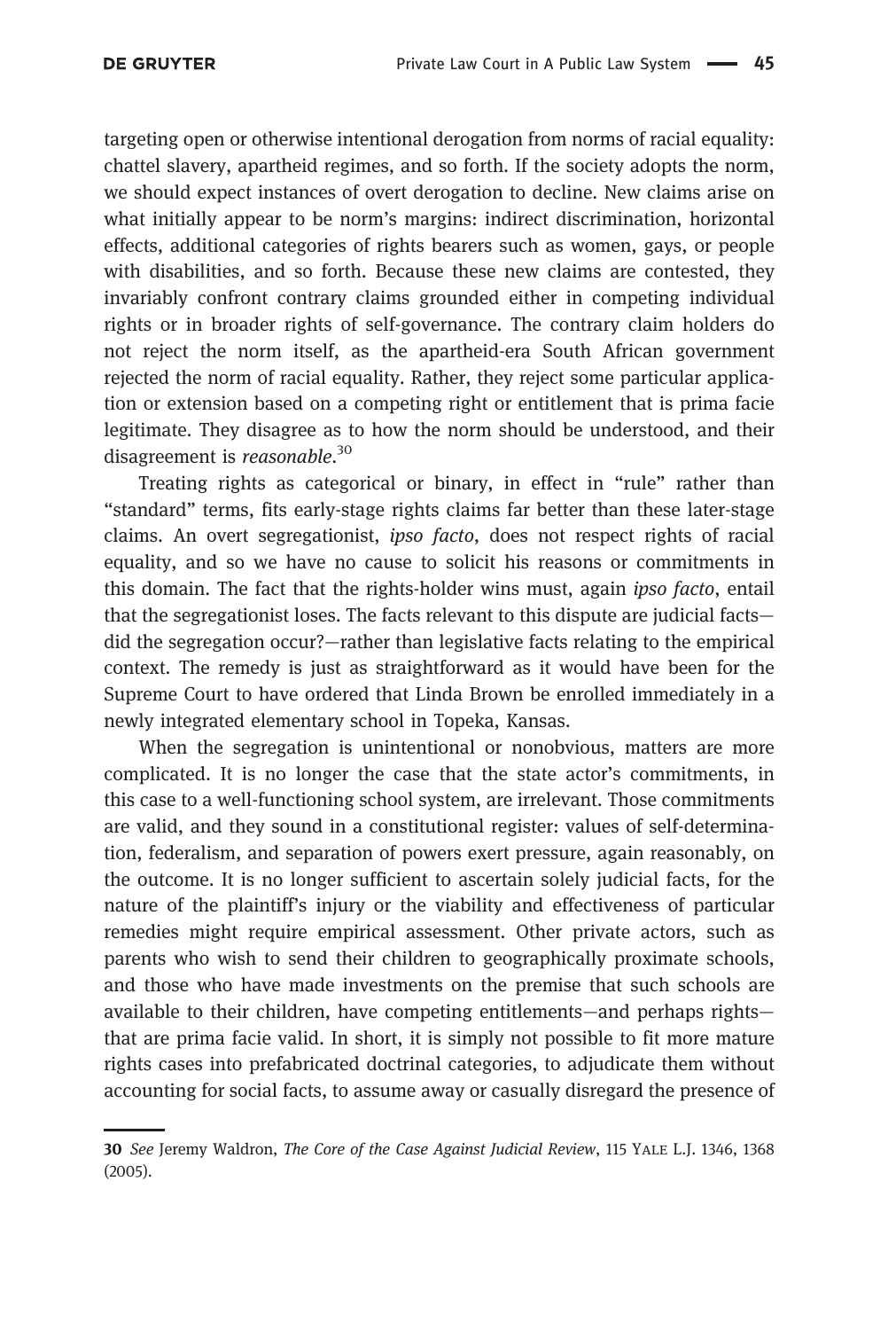targeting open or otherwise intentional derogation from norms of racial equality: chattel slavery, apartheid regimes, and so forth. If the society adopts the norm, we should expect instances of overt derogation to decline. New claims arise on what initially appear to be norm's margins: indirect discrimination, horizontal effects, additional categories of rights bearers such as women, gays, or people with disabilities, and so forth. Because these new claims are contested, they invariably confront contrary claims grounded either in competing individual rights or in broader rights of self-governance. The contrary claim holders do not reject the norm itself, as the apartheid-era South African government rejected the norm of racial equality. Rather, they reject some particular application or extension based on a competing right or entitlement that is prima facie legitimate. They disagree as to how the norm should be understood, and their disagreement is *reasonable*.[30]

Treating rights as categorical or binary, in effect in "rule" rather than "standard" terms, fits early-stage rights claims far better than these later-stage claims. An overt segregationist, *ipso facto*, does not respect rights of racial equality, and so we have no cause to solicit his reasons or commitments in this domain. The fact that the rights-holder wins must, again *ipso facto*, entail that the segregationist loses. The facts relevant to this dispute are judicial facts—did the segregation occur?—rather than legislative facts relating to the empirical context. The remedy is just as straightforward as it would have been for the Supreme Court to have ordered that Linda Brown be enrolled immediately in a newly integrated elementary school in Topeka, Kansas.

When the segregation is unintentional or nonobvious, matters are more complicated. It is no longer the case that the state actor's commitments, in this case to a well-functioning school system, are irrelevant. Those commitments are valid, and they sound in a constitutional register: values of self-determination, federalism, and separation of powers exert pressure, again reasonably, on the outcome. It is no longer sufficient to ascertain solely judicial facts, for the nature of the plaintiff's injury or the viability and effectiveness of particular remedies might require empirical assessment. Other private actors, such as parents who wish to send their children to geographically proximate schools, and those who have made investments on the premise that such schools are available to their children, have competing entitlements—and perhaps rights—that are prima facie valid. In short, it is simply not possible to fit more mature rights cases into prefabricated doctrinal categories, to adjudicate them without accounting for social facts, to assume away or casually disregard the presence of

---

30 *See* Jeremy Waldron, *The Core of the Case Against Judicial Review*, 115 Yale L.J. 1346, 1368 (2005).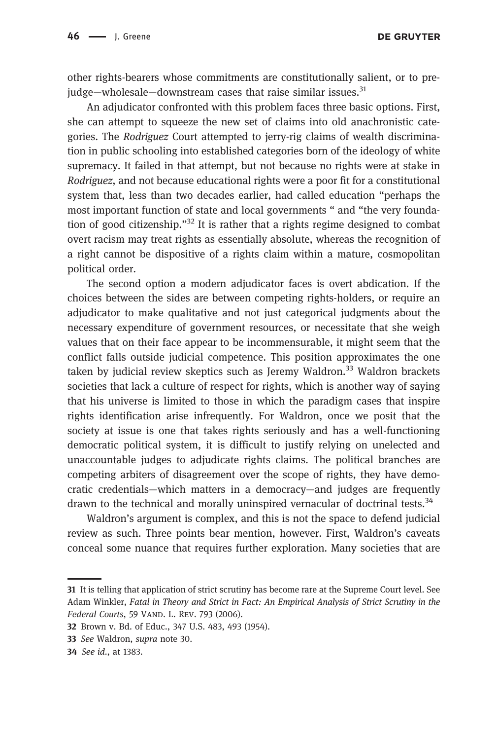other rights-bearers whose commitments are constitutionally salient, or to pre-judge—wholesale—downstream cases that raise similar issues.[31]

An adjudicator confronted with this problem faces three basic options. First, she can attempt to squeeze the new set of claims into old anachronistic categories. The *Rodriguez* Court attempted to jerry-rig claims of wealth discrimination in public schooling into established categories born of the ideology of white supremacy. It failed in that attempt, but not because no rights were at stake in *Rodriguez*, and not because educational rights were a poor fit for a constitutional system that, less than two decades earlier, had called education "perhaps the most important function of state and local governments " and "the very foundation of good citizenship."[32] It is rather that a rights regime designed to combat overt racism may treat rights as essentially absolute, whereas the recognition of a right cannot be dispositive of a rights claim within a mature, cosmopolitan political order.

The second option a modern adjudicator faces is overt abdication. If the choices between the sides are between competing rights-holders, or require an adjudicator to make qualitative and not just categorical judgments about the necessary expenditure of government resources, or necessitate that she weigh values that on their face appear to be incommensurable, it might seem that the conflict falls outside judicial competence. This position approximates the one taken by judicial review skeptics such as Jeremy Waldron.[33] Waldron brackets societies that lack a culture of respect for rights, which is another way of saying that his universe is limited to those in which the paradigm cases that inspire rights identification arise infrequently. For Waldron, once we posit that the society at issue is one that takes rights seriously and has a well-functioning democratic political system, it is difficult to justify relying on unelected and unaccountable judges to adjudicate rights claims. The political branches are competing arbiters of disagreement over the scope of rights, they have democratic credentials—which matters in a democracy—and judges are frequently drawn to the technical and morally uninspired vernacular of doctrinal tests.[34]

Waldron's argument is complex, and this is not the space to defend judicial review as such. Three points bear mention, however. First, Waldron's caveats conceal some nuance that requires further exploration. Many societies that are

---

31 It is telling that application of strict scrutiny has become rare at the Supreme Court level. See Adam Winkler, *Fatal in Theory and Strict in Fact: An Empirical Analysis of Strict Scrutiny in the Federal Courts*, 59 VAND. L. REV. 793 (2006).

32 Brown v. Bd. of Educ., 347 U.S. 483, 493 (1954).

33 *See* Waldron, *supra* note 30.

34 *See id*., at 1383.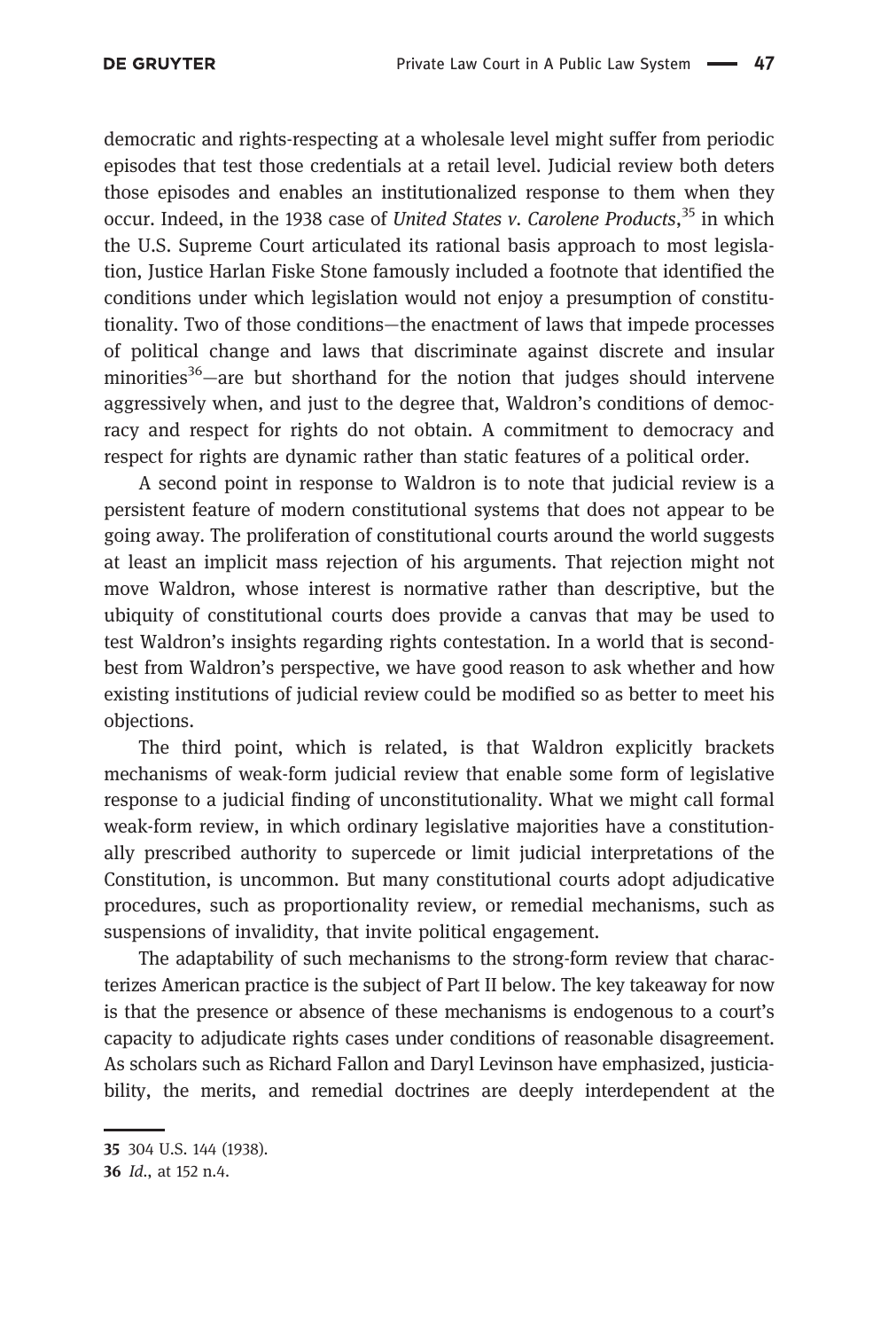democratic and rights-respecting at a wholesale level might suffer from periodic episodes that test those credentials at a retail level. Judicial review both deters those episodes and enables an institutionalized response to them when they occur. Indeed, in the 1938 case of *United States v. Carolene Products*,[35] in which the U.S. Supreme Court articulated its rational basis approach to most legislation, Justice Harlan Fiske Stone famously included a footnote that identified the conditions under which legislation would not enjoy a presumption of constitutionality. Two of those conditions—the enactment of laws that impede processes of political change and laws that discriminate against discrete and insular minorities[36]—are but shorthand for the notion that judges should intervene aggressively when, and just to the degree that, Waldron's conditions of democracy and respect for rights do not obtain. A commitment to democracy and respect for rights are dynamic rather than static features of a political order.

A second point in response to Waldron is to note that judicial review is a persistent feature of modern constitutional systems that does not appear to be going away. The proliferation of constitutional courts around the world suggests at least an implicit mass rejection of his arguments. That rejection might not move Waldron, whose interest is normative rather than descriptive, but the ubiquity of constitutional courts does provide a canvas that may be used to test Waldron's insights regarding rights contestation. In a world that is second-best from Waldron's perspective, we have good reason to ask whether and how existing institutions of judicial review could be modified so as better to meet his objections.

The third point, which is related, is that Waldron explicitly brackets mechanisms of weak-form judicial review that enable some form of legislative response to a judicial finding of unconstitutionality. What we might call formal weak-form review, in which ordinary legislative majorities have a constitutionally prescribed authority to supercede or limit judicial interpretations of the Constitution, is uncommon. But many constitutional courts adopt adjudicative procedures, such as proportionality review, or remedial mechanisms, such as suspensions of invalidity, that invite political engagement.

The adaptability of such mechanisms to the strong-form review that characterizes American practice is the subject of Part II below. The key takeaway for now is that the presence or absence of these mechanisms is endogenous to a court's capacity to adjudicate rights cases under conditions of reasonable disagreement. As scholars such as Richard Fallon and Daryl Levinson have emphasized, justiciability, the merits, and remedial doctrines are deeply interdependent at the

---

**35** 304 U.S. 144 (1938).

**36** *Id.*, at 152 n.4.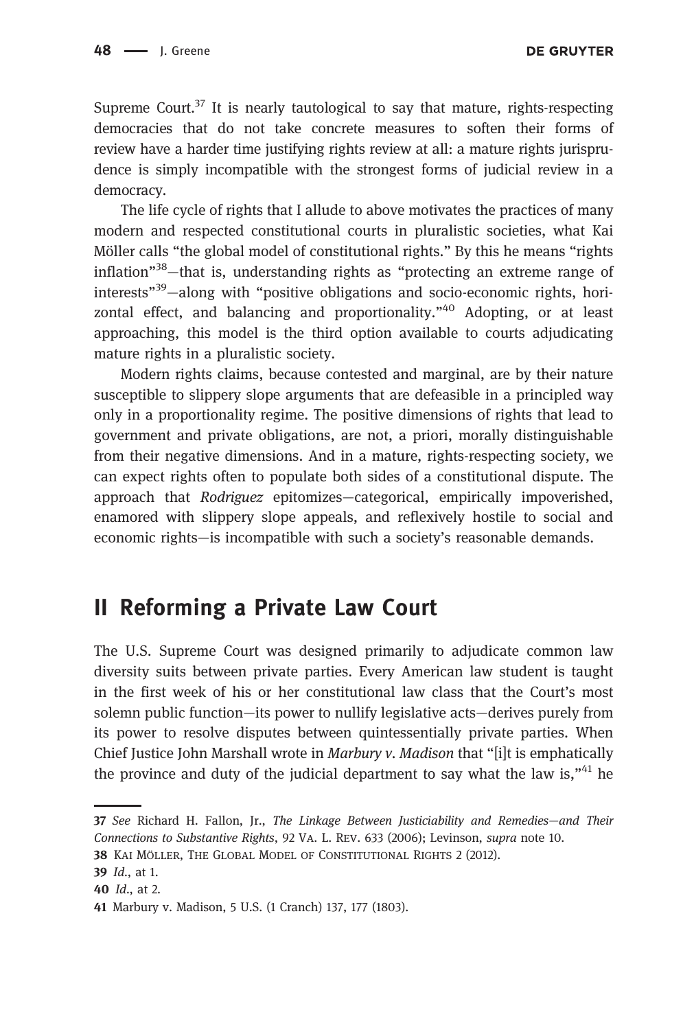Supreme Court.[37] It is nearly tautological to say that mature, rights-respecting democracies that do not take concrete measures to soften their forms of review have a harder time justifying rights review at all: a mature rights jurisprudence is simply incompatible with the strongest forms of judicial review in a democracy.

The life cycle of rights that I allude to above motivates the practices of many modern and respected constitutional courts in pluralistic societies, what Kai Möller calls "the global model of constitutional rights." By this he means "rights inflation"[38]—that is, understanding rights as "protecting an extreme range of interests"[39]—along with "positive obligations and socio-economic rights, horizontal effect, and balancing and proportionality."[40] Adopting, or at least approaching, this model is the third option available to courts adjudicating mature rights in a pluralistic society.

Modern rights claims, because contested and marginal, are by their nature susceptible to slippery slope arguments that are defeasible in a principled way only in a proportionality regime. The positive dimensions of rights that lead to government and private obligations, are not, a priori, morally distinguishable from their negative dimensions. And in a mature, rights-respecting society, we can expect rights often to populate both sides of a constitutional dispute. The approach that *Rodriguez* epitomizes—categorical, empirically impoverished, enamored with slippery slope appeals, and reflexively hostile to social and economic rights—is incompatible with such a society's reasonable demands.

## II Reforming a Private Law Court

The U.S. Supreme Court was designed primarily to adjudicate common law diversity suits between private parties. Every American law student is taught in the first week of his or her constitutional law class that the Court's most solemn public function—its power to nullify legislative acts—derives purely from its power to resolve disputes between quintessentially private parties. When Chief Justice John Marshall wrote in *Marbury v. Madison* that "[i]t is emphatically the province and duty of the judicial department to say what the law is,"[41] he

---

37 *See* Richard H. Fallon, Jr., *The Linkage Between Justiciability and Remedies—and Their Connections to Substantive Rights*, 92 Va. L. Rev. 633 (2006); Levinson, *supra* note 10.

38 Kai Möller, The Global Model of Constitutional Rights 2 (2012).

39 *Id.*, at 1.

40 *Id.*, at 2.

41 Marbury v. Madison, 5 U.S. (1 Cranch) 137, 177 (1803).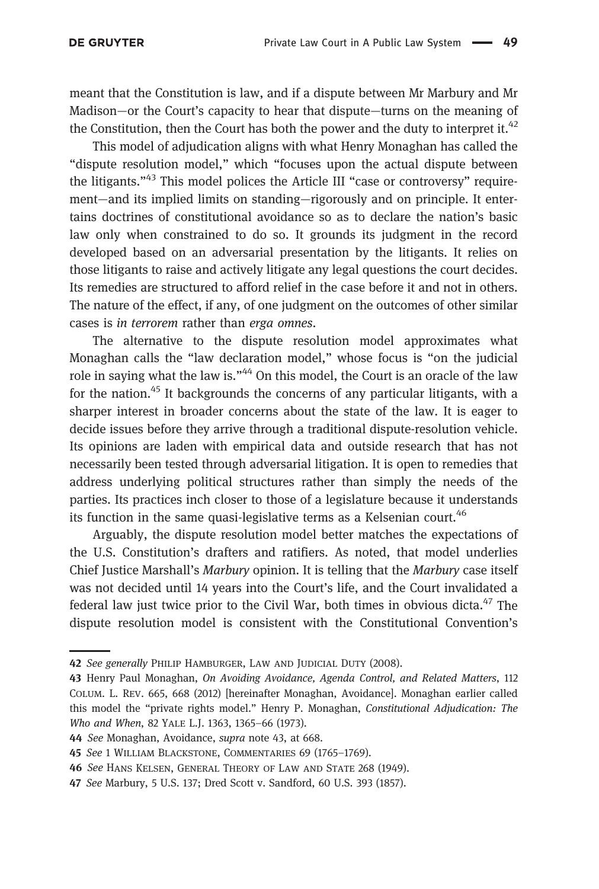meant that the Constitution is law, and if a dispute between Mr Marbury and Mr Madison—or the Court's capacity to hear that dispute—turns on the meaning of the Constitution, then the Court has both the power and the duty to interpret it.[42]

This model of adjudication aligns with what Henry Monaghan has called the "dispute resolution model," which "focuses upon the actual dispute between the litigants."[43] This model polices the Article III "case or controversy" requirement—and its implied limits on standing—rigorously and on principle. It entertains doctrines of constitutional avoidance so as to declare the nation's basic law only when constrained to do so. It grounds its judgment in the record developed based on an adversarial presentation by the litigants. It relies on those litigants to raise and actively litigate any legal questions the court decides. Its remedies are structured to afford relief in the case before it and not in others. The nature of the effect, if any, of one judgment on the outcomes of other similar cases is *in terrorem* rather than *erga omnes*.

The alternative to the dispute resolution model approximates what Monaghan calls the "law declaration model," whose focus is "on the judicial role in saying what the law is."[44] On this model, the Court is an oracle of the law for the nation.[45] It backgrounds the concerns of any particular litigants, with a sharper interest in broader concerns about the state of the law. It is eager to decide issues before they arrive through a traditional dispute-resolution vehicle. Its opinions are laden with empirical data and outside research that has not necessarily been tested through adversarial litigation. It is open to remedies that address underlying political structures rather than simply the needs of the parties. Its practices inch closer to those of a legislature because it understands its function in the same quasi-legislative terms as a Kelsenian court.[46]

Arguably, the dispute resolution model better matches the expectations of the U.S. Constitution's drafters and ratifiers. As noted, that model underlies Chief Justice Marshall's *Marbury* opinion. It is telling that the *Marbury* case itself was not decided until 14 years into the Court's life, and the Court invalidated a federal law just twice prior to the Civil War, both times in obvious dicta.[47] The dispute resolution model is consistent with the Constitutional Convention's

---

42 *See generally* Philip Hamburger, Law and Judicial Duty (2008).

43 Henry Paul Monaghan, *On Avoiding Avoidance, Agenda Control, and Related Matters*, 112 Colum. L. Rev. 665, 668 (2012) [hereinafter Monaghan, Avoidance]. Monaghan earlier called this model the "private rights model." Henry P. Monaghan, *Constitutional Adjudication: The Who and When*, 82 Yale L.J. 1363, 1365–66 (1973).

44 *See* Monaghan, Avoidance, *supra* note 43, at 668.

45 *See* 1 William Blackstone, Commentaries 69 (1765–1769).

46 *See* Hans Kelsen, General Theory of Law and State 268 (1949).

47 *See* Marbury, 5 U.S. 137; Dred Scott v. Sandford, 60 U.S. 393 (1857).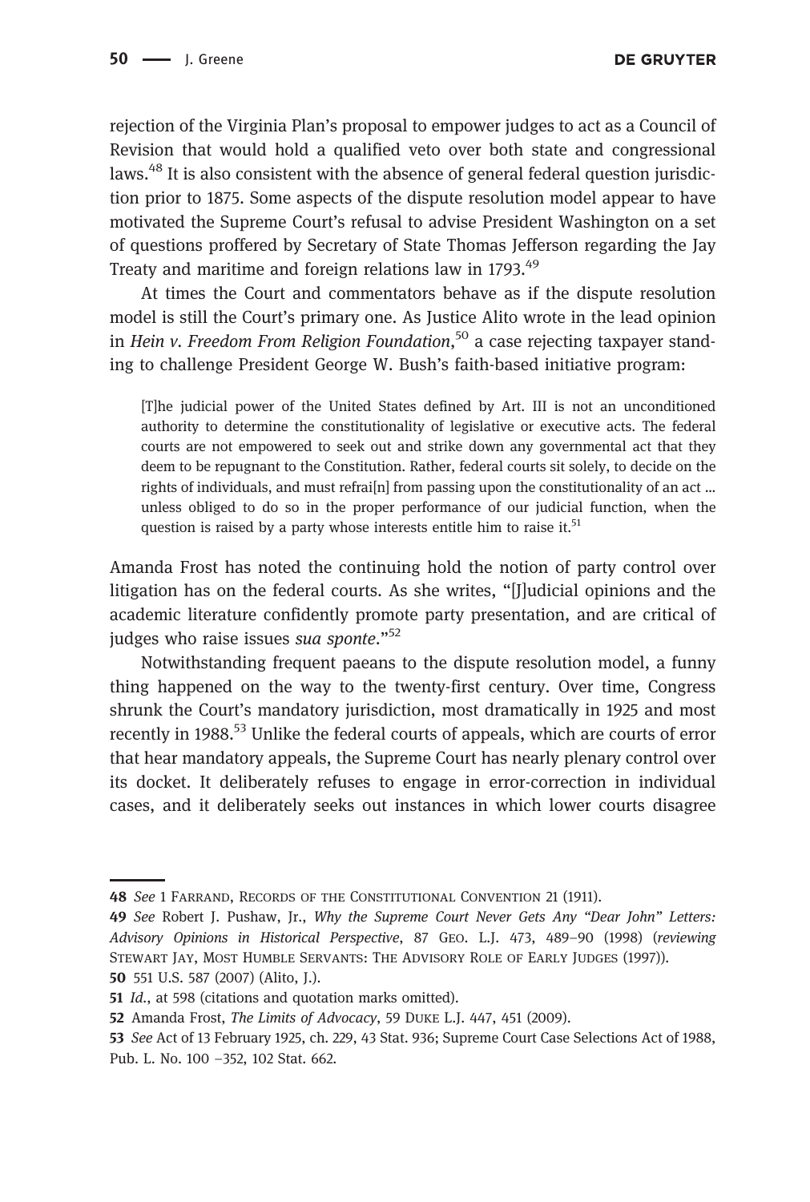rejection of the Virginia Plan's proposal to empower judges to act as a Council of Revision that would hold a qualified veto over both state and congressional laws.[48] It is also consistent with the absence of general federal question jurisdiction prior to 1875. Some aspects of the dispute resolution model appear to have motivated the Supreme Court's refusal to advise President Washington on a set of questions proffered by Secretary of State Thomas Jefferson regarding the Jay Treaty and maritime and foreign relations law in 1793.[49]

At times the Court and commentators behave as if the dispute resolution model is still the Court's primary one. As Justice Alito wrote in the lead opinion in *Hein v. Freedom From Religion Foundation*,[50] a case rejecting taxpayer standing to challenge President George W. Bush's faith-based initiative program:

> [T]he judicial power of the United States defined by Art. III is not an unconditioned authority to determine the constitutionality of legislative or executive acts. The federal courts are not empowered to seek out and strike down any governmental act that they deem to be repugnant to the Constitution. Rather, federal courts sit solely, to decide on the rights of individuals, and must refrai[n] from passing upon the constitutionality of an act … unless obliged to do so in the proper performance of our judicial function, when the question is raised by a party whose interests entitle him to raise it.[51]

Amanda Frost has noted the continuing hold the notion of party control over litigation has on the federal courts. As she writes, "[J]udicial opinions and the academic literature confidently promote party presentation, and are critical of judges who raise issues *sua sponte*."[52]

Notwithstanding frequent paeans to the dispute resolution model, a funny thing happened on the way to the twenty-first century. Over time, Congress shrunk the Court's mandatory jurisdiction, most dramatically in 1925 and most recently in 1988.[53] Unlike the federal courts of appeals, which are courts of error that hear mandatory appeals, the Supreme Court has nearly plenary control over its docket. It deliberately refuses to engage in error-correction in individual cases, and it deliberately seeks out instances in which lower courts disagree

---

48 *See* 1 Farrand, Records of the Constitutional Convention 21 (1911).

49 *See* Robert J. Pushaw, Jr., *Why the Supreme Court Never Gets Any "Dear John" Letters: Advisory Opinions in Historical Perspective*, 87 Geo. L.J. 473, 489–90 (1998) (*reviewing* Stewart Jay, Most Humble Servants: The Advisory Role of Early Judges (1997)).

50 551 U.S. 587 (2007) (Alito, J.).

51 *Id.*, at 598 (citations and quotation marks omitted).

52 Amanda Frost, *The Limits of Advocacy*, 59 Duke L.J. 447, 451 (2009).

53 *See* Act of 13 February 1925, ch. 229, 43 Stat. 936; Supreme Court Case Selections Act of 1988, Pub. L. No. 100 –352, 102 Stat. 662.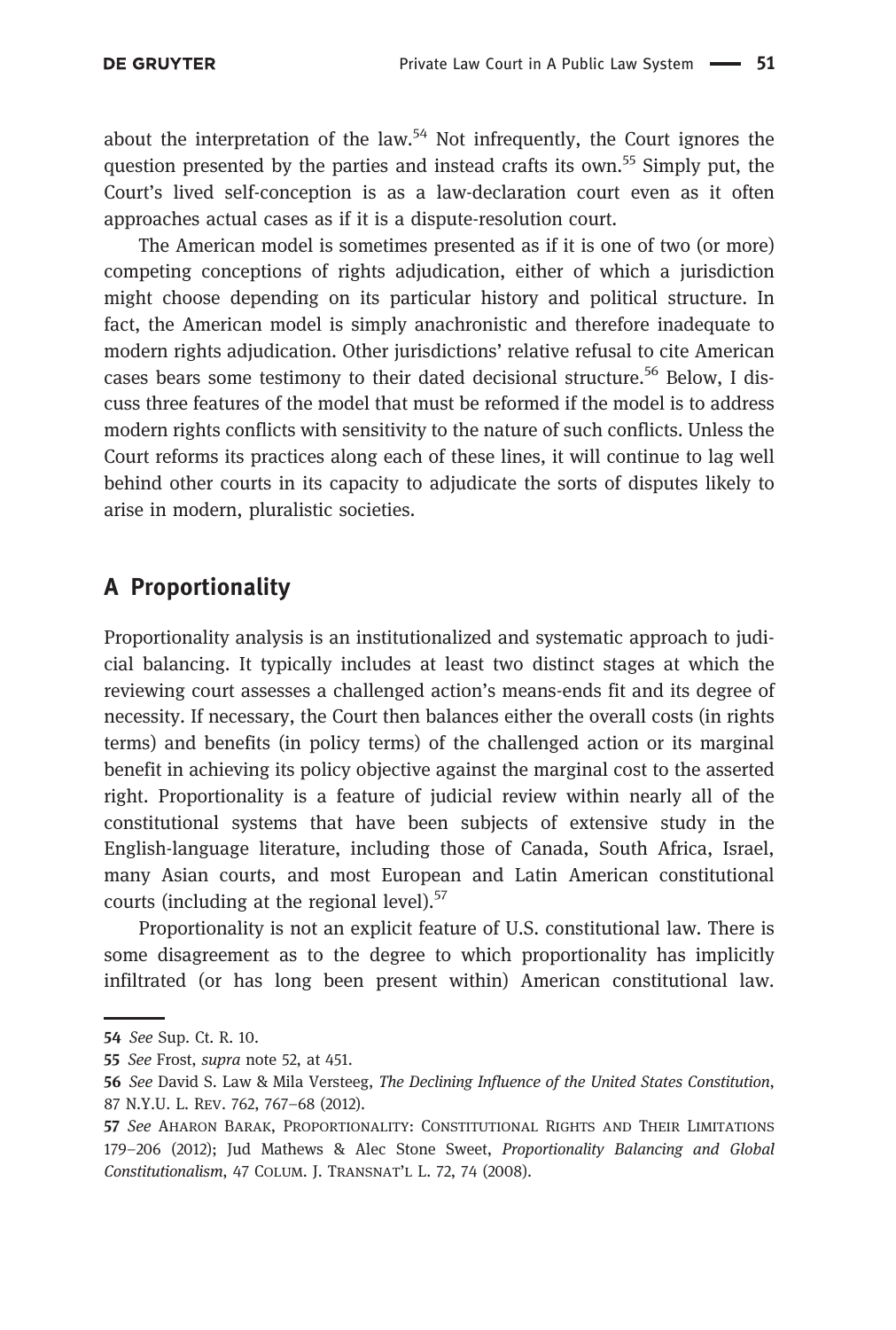about the interpretation of the law.[54] Not infrequently, the Court ignores the question presented by the parties and instead crafts its own.[55] Simply put, the Court's lived self-conception is as a law-declaration court even as it often approaches actual cases as if it is a dispute-resolution court.

The American model is sometimes presented as if it is one of two (or more) competing conceptions of rights adjudication, either of which a jurisdiction might choose depending on its particular history and political structure. In fact, the American model is simply anachronistic and therefore inadequate to modern rights adjudication. Other jurisdictions' relative refusal to cite American cases bears some testimony to their dated decisional structure.[56] Below, I discuss three features of the model that must be reformed if the model is to address modern rights conflicts with sensitivity to the nature of such conflicts. Unless the Court reforms its practices along each of these lines, it will continue to lag well behind other courts in its capacity to adjudicate the sorts of disputes likely to arise in modern, pluralistic societies.

## A Proportionality

Proportionality analysis is an institutionalized and systematic approach to judicial balancing. It typically includes at least two distinct stages at which the reviewing court assesses a challenged action's means-ends fit and its degree of necessity. If necessary, the Court then balances either the overall costs (in rights terms) and benefits (in policy terms) of the challenged action or its marginal benefit in achieving its policy objective against the marginal cost to the asserted right. Proportionality is a feature of judicial review within nearly all of the constitutional systems that have been subjects of extensive study in the English-language literature, including those of Canada, South Africa, Israel, many Asian courts, and most European and Latin American constitutional courts (including at the regional level).[57]

Proportionality is not an explicit feature of U.S. constitutional law. There is some disagreement as to the degree to which proportionality has implicitly infiltrated (or has long been present within) American constitutional law.

---

**54** *See* Sup. Ct. R. 10.

**55** *See* Frost, *supra* note 52, at 451.

**56** *See* David S. Law & Mila Versteeg, *The Declining Influence of the United States Constitution*, 87 N.Y.U. L. Rev. 762, 767–68 (2012).

**57** *See* Aharon Barak, Proportionality: Constitutional Rights and Their Limitations 179–206 (2012); Jud Mathews & Alec Stone Sweet, *Proportionality Balancing and Global Constitutionalism*, 47 Colum. J. Transnat'l L. 72, 74 (2008).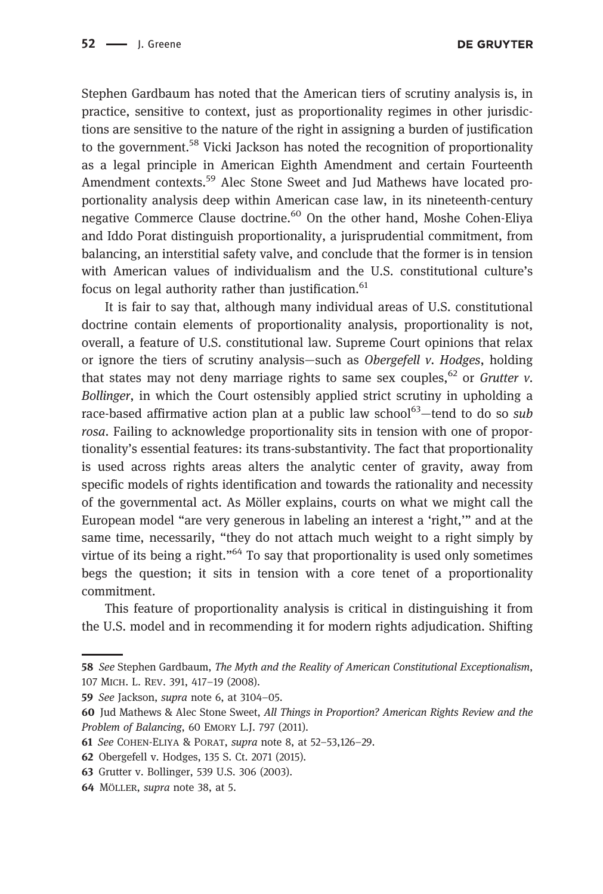Stephen Gardbaum has noted that the American tiers of scrutiny analysis is, in practice, sensitive to context, just as proportionality regimes in other jurisdictions are sensitive to the nature of the right in assigning a burden of justification to the government.[58] Vicki Jackson has noted the recognition of proportionality as a legal principle in American Eighth Amendment and certain Fourteenth Amendment contexts.[59] Alec Stone Sweet and Jud Mathews have located proportionality analysis deep within American case law, in its nineteenth-century negative Commerce Clause doctrine.[60] On the other hand, Moshe Cohen-Eliya and Iddo Porat distinguish proportionality, a jurisprudential commitment, from balancing, an interstitial safety valve, and conclude that the former is in tension with American values of individualism and the U.S. constitutional culture's focus on legal authority rather than justification.[61]

It is fair to say that, although many individual areas of U.S. constitutional doctrine contain elements of proportionality analysis, proportionality is not, overall, a feature of U.S. constitutional law. Supreme Court opinions that relax or ignore the tiers of scrutiny analysis—such as *Obergefell v. Hodges*, holding that states may not deny marriage rights to same sex couples,[62] or *Grutter v. Bollinger*, in which the Court ostensibly applied strict scrutiny in upholding a race-based affirmative action plan at a public law school[63]—tend to do so *sub rosa*. Failing to acknowledge proportionality sits in tension with one of proportionality's essential features: its trans-substantivity. The fact that proportionality is used across rights areas alters the analytic center of gravity, away from specific models of rights identification and towards the rationality and necessity of the governmental act. As Möller explains, courts on what we might call the European model "are very generous in labeling an interest a 'right,'" and at the same time, necessarily, "they do not attach much weight to a right simply by virtue of its being a right."[64] To say that proportionality is used only sometimes begs the question; it sits in tension with a core tenet of a proportionality commitment.

This feature of proportionality analysis is critical in distinguishing it from the U.S. model and in recommending it for modern rights adjudication. Shifting

---

58 *See* Stephen Gardbaum, *The Myth and the Reality of American Constitutional Exceptionalism*, 107 Mich. L. Rev. 391, 417–19 (2008).

59 *See* Jackson, *supra* note 6, at 3104–05.

60 Jud Mathews & Alec Stone Sweet, *All Things in Proportion? American Rights Review and the Problem of Balancing*, 60 Emory L.J. 797 (2011).

61 *See* Cohen-Eliya & Porat, *supra* note 8, at 52–53,126–29.

62 Obergefell v. Hodges, 135 S. Ct. 2071 (2015).

63 Grutter v. Bollinger, 539 U.S. 306 (2003).

64 Möller, *supra* note 38, at 5.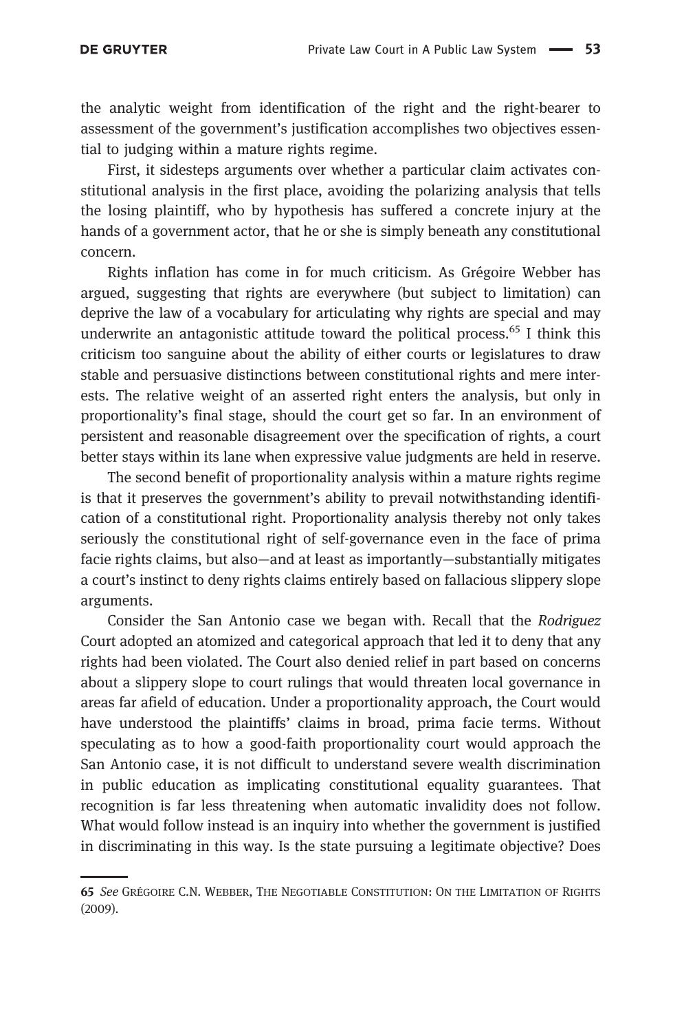the analytic weight from identification of the right and the right-bearer to assessment of the government's justification accomplishes two objectives essential to judging within a mature rights regime.

First, it sidesteps arguments over whether a particular claim activates constitutional analysis in the first place, avoiding the polarizing analysis that tells the losing plaintiff, who by hypothesis has suffered a concrete injury at the hands of a government actor, that he or she is simply beneath any constitutional concern.

Rights inflation has come in for much criticism. As Grégoire Webber has argued, suggesting that rights are everywhere (but subject to limitation) can deprive the law of a vocabulary for articulating why rights are special and may underwrite an antagonistic attitude toward the political process.[65] I think this criticism too sanguine about the ability of either courts or legislatures to draw stable and persuasive distinctions between constitutional rights and mere interests. The relative weight of an asserted right enters the analysis, but only in proportionality's final stage, should the court get so far. In an environment of persistent and reasonable disagreement over the specification of rights, a court better stays within its lane when expressive value judgments are held in reserve.

The second benefit of proportionality analysis within a mature rights regime is that it preserves the government's ability to prevail notwithstanding identification of a constitutional right. Proportionality analysis thereby not only takes seriously the constitutional right of self-governance even in the face of prima facie rights claims, but also—and at least as importantly—substantially mitigates a court's instinct to deny rights claims entirely based on fallacious slippery slope arguments.

Consider the San Antonio case we began with. Recall that the *Rodriguez* Court adopted an atomized and categorical approach that led it to deny that any rights had been violated. The Court also denied relief in part based on concerns about a slippery slope to court rulings that would threaten local governance in areas far afield of education. Under a proportionality approach, the Court would have understood the plaintiffs' claims in broad, prima facie terms. Without speculating as to how a good-faith proportionality court would approach the San Antonio case, it is not difficult to understand severe wealth discrimination in public education as implicating constitutional equality guarantees. That recognition is far less threatening when automatic invalidity does not follow. What would follow instead is an inquiry into whether the government is justified in discriminating in this way. Is the state pursuing a legitimate objective? Does

---

65 *See* Grégoire C.N. Webber, The Negotiable Constitution: On the Limitation of Rights (2009).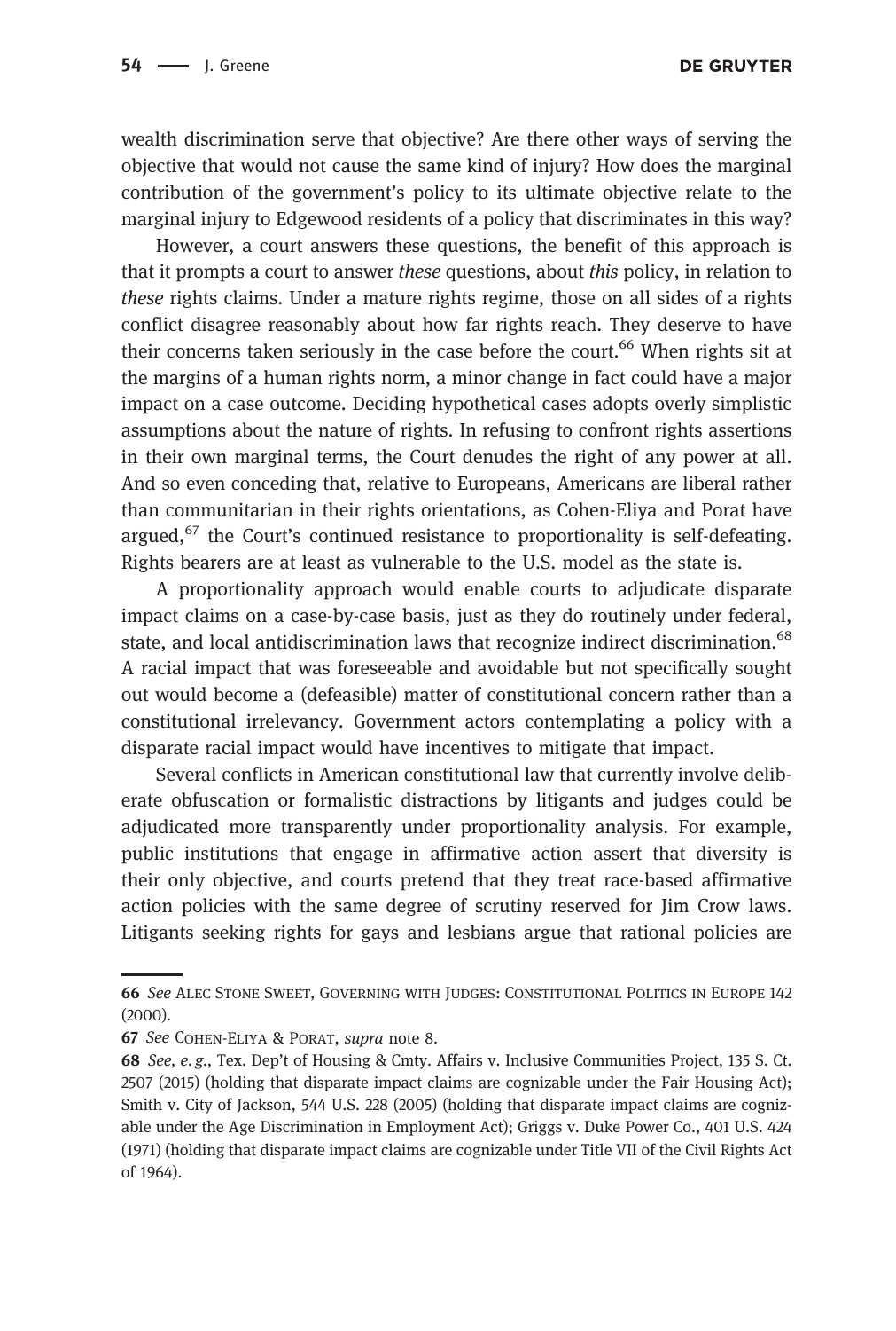wealth discrimination serve that objective? Are there other ways of serving the objective that would not cause the same kind of injury? How does the marginal contribution of the government's policy to its ultimate objective relate to the marginal injury to Edgewood residents of a policy that discriminates in this way?

However, a court answers these questions, the benefit of this approach is that it prompts a court to answer *these* questions, about *this* policy, in relation to *these* rights claims. Under a mature rights regime, those on all sides of a rights conflict disagree reasonably about how far rights reach. They deserve to have their concerns taken seriously in the case before the court.[66] When rights sit at the margins of a human rights norm, a minor change in fact could have a major impact on a case outcome. Deciding hypothetical cases adopts overly simplistic assumptions about the nature of rights. In refusing to confront rights assertions in their own marginal terms, the Court denudes the right of any power at all. And so even conceding that, relative to Europeans, Americans are liberal rather than communitarian in their rights orientations, as Cohen-Eliya and Porat have argued,[67] the Court's continued resistance to proportionality is self-defeating. Rights bearers are at least as vulnerable to the U.S. model as the state is.

A proportionality approach would enable courts to adjudicate disparate impact claims on a case-by-case basis, just as they do routinely under federal, state, and local antidiscrimination laws that recognize indirect discrimination.[68] A racial impact that was foreseeable and avoidable but not specifically sought out would become a (defeasible) matter of constitutional concern rather than a constitutional irrelevancy. Government actors contemplating a policy with a disparate racial impact would have incentives to mitigate that impact.

Several conflicts in American constitutional law that currently involve deliberate obfuscation or formalistic distractions by litigants and judges could be adjudicated more transparently under proportionality analysis. For example, public institutions that engage in affirmative action assert that diversity is their only objective, and courts pretend that they treat race-based affirmative action policies with the same degree of scrutiny reserved for Jim Crow laws. Litigants seeking rights for gays and lesbians argue that rational policies are

---

**66** *See* Alec Stone Sweet, Governing with Judges: Constitutional Politics in Europe 142 (2000).

**67** *See* Cohen-Eliya & Porat, *supra* note 8.

**68** *See, e.g.*, Tex. Dep't of Housing & Cmty. Affairs v. Inclusive Communities Project, 135 S. Ct. 2507 (2015) (holding that disparate impact claims are cognizable under the Fair Housing Act); Smith v. City of Jackson, 544 U.S. 228 (2005) (holding that disparate impact claims are cognizable under the Age Discrimination in Employment Act); Griggs v. Duke Power Co., 401 U.S. 424 (1971) (holding that disparate impact claims are cognizable under Title VII of the Civil Rights Act of 1964).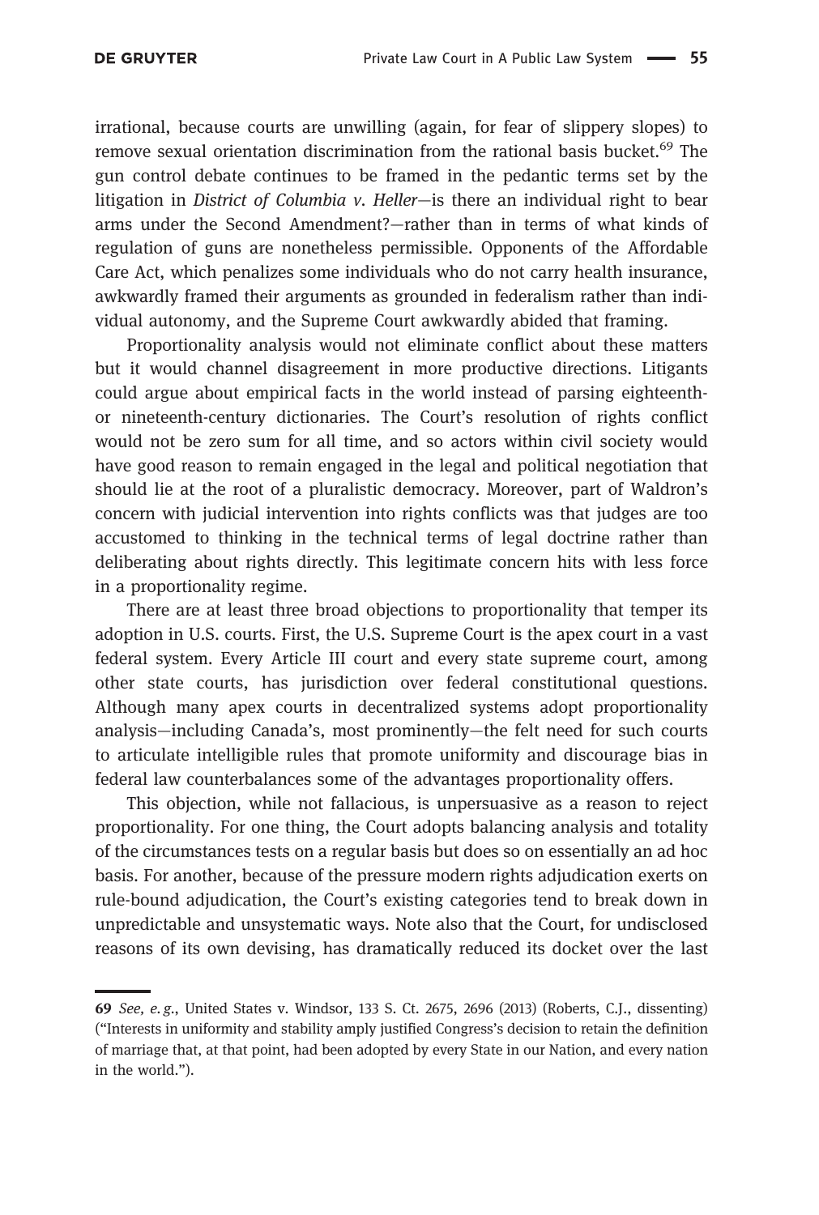irrational, because courts are unwilling (again, for fear of slippery slopes) to remove sexual orientation discrimination from the rational basis bucket.[69] The gun control debate continues to be framed in the pedantic terms set by the litigation in *District of Columbia v. Heller*—is there an individual right to bear arms under the Second Amendment?—rather than in terms of what kinds of regulation of guns are nonetheless permissible. Opponents of the Affordable Care Act, which penalizes some individuals who do not carry health insurance, awkwardly framed their arguments as grounded in federalism rather than individual autonomy, and the Supreme Court awkwardly abided that framing.

Proportionality analysis would not eliminate conflict about these matters but it would channel disagreement in more productive directions. Litigants could argue about empirical facts in the world instead of parsing eighteenth- or nineteenth-century dictionaries. The Court's resolution of rights conflict would not be zero sum for all time, and so actors within civil society would have good reason to remain engaged in the legal and political negotiation that should lie at the root of a pluralistic democracy. Moreover, part of Waldron's concern with judicial intervention into rights conflicts was that judges are too accustomed to thinking in the technical terms of legal doctrine rather than deliberating about rights directly. This legitimate concern hits with less force in a proportionality regime.

There are at least three broad objections to proportionality that temper its adoption in U.S. courts. First, the U.S. Supreme Court is the apex court in a vast federal system. Every Article III court and every state supreme court, among other state courts, has jurisdiction over federal constitutional questions. Although many apex courts in decentralized systems adopt proportionality analysis—including Canada's, most prominently—the felt need for such courts to articulate intelligible rules that promote uniformity and discourage bias in federal law counterbalances some of the advantages proportionality offers.

This objection, while not fallacious, is unpersuasive as a reason to reject proportionality. For one thing, the Court adopts balancing analysis and totality of the circumstances tests on a regular basis but does so on essentially an ad hoc basis. For another, because of the pressure modern rights adjudication exerts on rule-bound adjudication, the Court's existing categories tend to break down in unpredictable and unsystematic ways. Note also that the Court, for undisclosed reasons of its own devising, has dramatically reduced its docket over the last

---

69 *See, e.g.*, United States v. Windsor, 133 S. Ct. 2675, 2696 (2013) (Roberts, C.J., dissenting) ("Interests in uniformity and stability amply justified Congress's decision to retain the definition of marriage that, at that point, had been adopted by every State in our Nation, and every nation in the world.").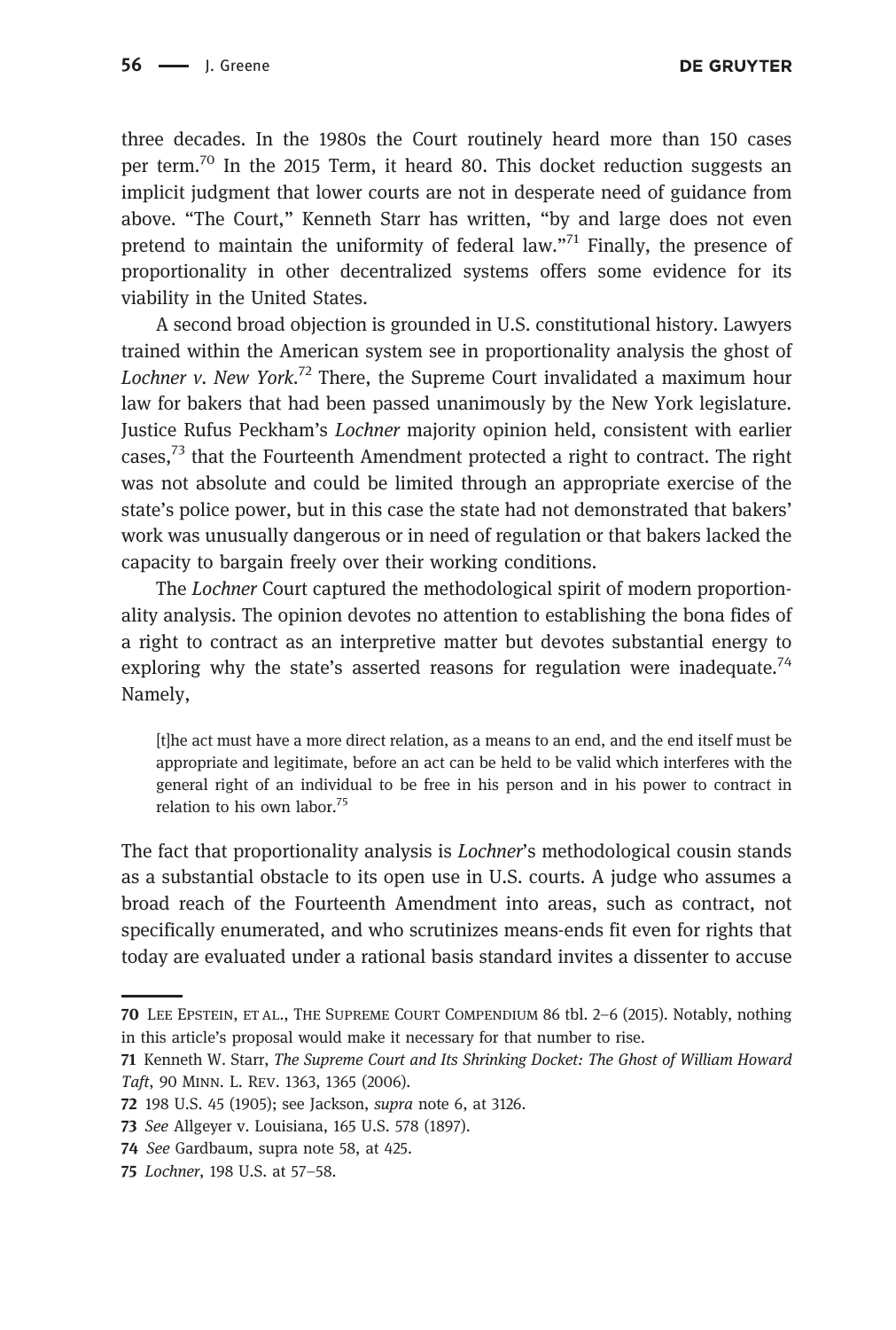three decades. In the 1980s the Court routinely heard more than 150 cases per term.[70] In the 2015 Term, it heard 80. This docket reduction suggests an implicit judgment that lower courts are not in desperate need of guidance from above. "The Court," Kenneth Starr has written, "by and large does not even pretend to maintain the uniformity of federal law."[71] Finally, the presence of proportionality in other decentralized systems offers some evidence for its viability in the United States.

A second broad objection is grounded in U.S. constitutional history. Lawyers trained within the American system see in proportionality analysis the ghost of *Lochner v. New York*.[72] There, the Supreme Court invalidated a maximum hour law for bakers that had been passed unanimously by the New York legislature. Justice Rufus Peckham's *Lochner* majority opinion held, consistent with earlier cases,[73] that the Fourteenth Amendment protected a right to contract. The right was not absolute and could be limited through an appropriate exercise of the state's police power, but in this case the state had not demonstrated that bakers' work was unusually dangerous or in need of regulation or that bakers lacked the capacity to bargain freely over their working conditions.

The *Lochner* Court captured the methodological spirit of modern proportionality analysis. The opinion devotes no attention to establishing the bona fides of a right to contract as an interpretive matter but devotes substantial energy to exploring why the state's asserted reasons for regulation were inadequate.[74] Namely,

> [t]he act must have a more direct relation, as a means to an end, and the end itself must be appropriate and legitimate, before an act can be held to be valid which interferes with the general right of an individual to be free in his person and in his power to contract in relation to his own labor.[75]

The fact that proportionality analysis is *Lochner*'s methodological cousin stands as a substantial obstacle to its open use in U.S. courts. A judge who assumes a broad reach of the Fourteenth Amendment into areas, such as contract, not specifically enumerated, and who scrutinizes means-ends fit even for rights that today are evaluated under a rational basis standard invites a dissenter to accuse

---

70 Lee Epstein, et al., The Supreme Court Compendium 86 tbl. 2–6 (2015). Notably, nothing in this article's proposal would make it necessary for that number to rise.

71 Kenneth W. Starr, *The Supreme Court and Its Shrinking Docket: The Ghost of William Howard Taft*, 90 Minn. L. Rev. 1363, 1365 (2006).

72 198 U.S. 45 (1905); see Jackson, *supra* note 6, at 3126.

73 *See* Allgeyer v. Louisiana, 165 U.S. 578 (1897).

74 *See* Gardbaum, supra note 58, at 425.

75 *Lochner*, 198 U.S. at 57–58.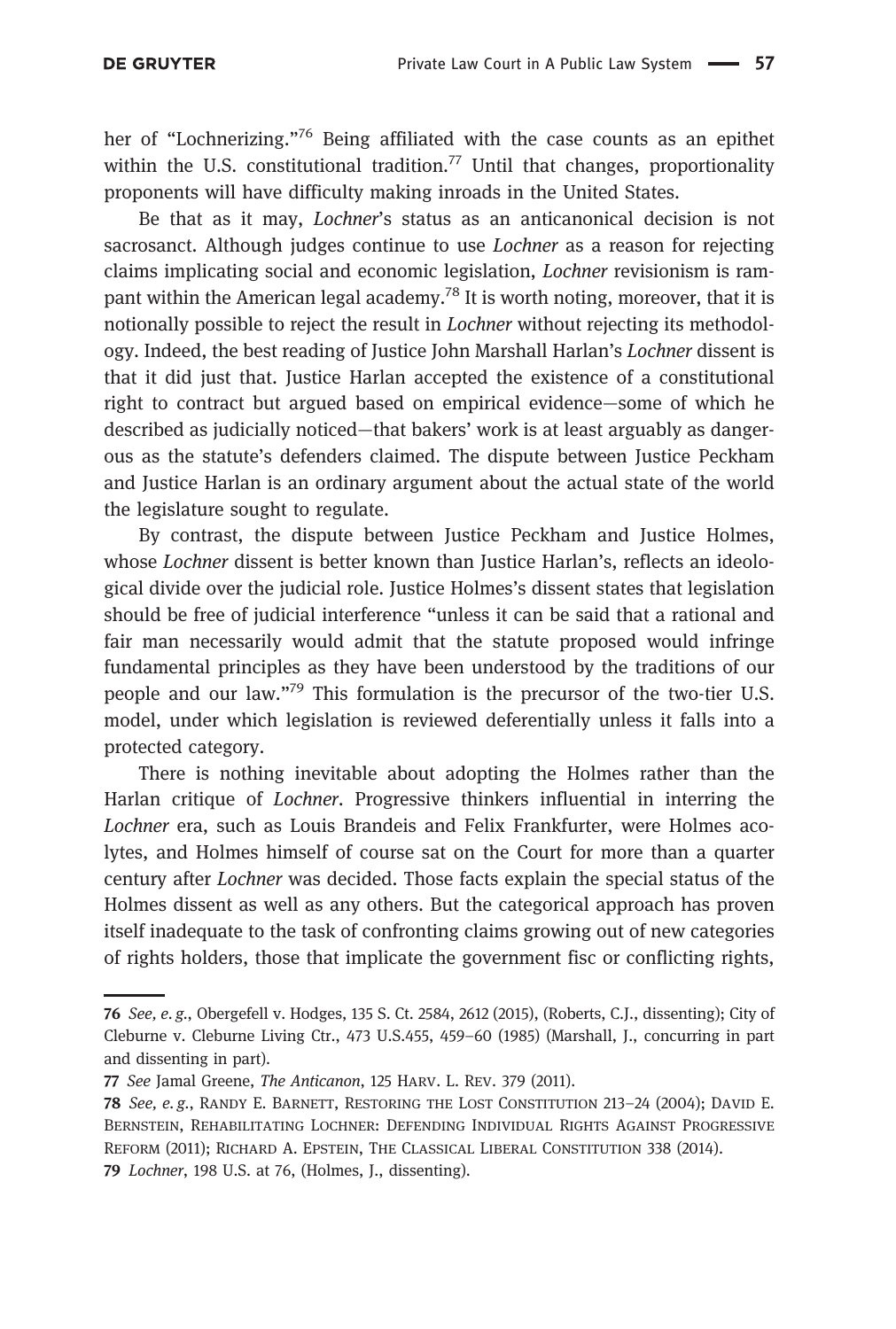her of "Lochnerizing."[76] Being affiliated with the case counts as an epithet within the U.S. constitutional tradition.[77] Until that changes, proportionality proponents will have difficulty making inroads in the United States.

Be that as it may, *Lochner*'s status as an anticanonical decision is not sacrosanct. Although judges continue to use *Lochner* as a reason for rejecting claims implicating social and economic legislation, *Lochner* revisionism is rampant within the American legal academy.[78] It is worth noting, moreover, that it is notionally possible to reject the result in *Lochner* without rejecting its methodology. Indeed, the best reading of Justice John Marshall Harlan's *Lochner* dissent is that it did just that. Justice Harlan accepted the existence of a constitutional right to contract but argued based on empirical evidence—some of which he described as judicially noticed—that bakers' work is at least arguably as dangerous as the statute's defenders claimed. The dispute between Justice Peckham and Justice Harlan is an ordinary argument about the actual state of the world the legislature sought to regulate.

By contrast, the dispute between Justice Peckham and Justice Holmes, whose *Lochner* dissent is better known than Justice Harlan's, reflects an ideological divide over the judicial role. Justice Holmes's dissent states that legislation should be free of judicial interference "unless it can be said that a rational and fair man necessarily would admit that the statute proposed would infringe fundamental principles as they have been understood by the traditions of our people and our law."[79] This formulation is the precursor of the two-tier U.S. model, under which legislation is reviewed deferentially unless it falls into a protected category.

There is nothing inevitable about adopting the Holmes rather than the Harlan critique of *Lochner*. Progressive thinkers influential in interring the *Lochner* era, such as Louis Brandeis and Felix Frankfurter, were Holmes acolytes, and Holmes himself of course sat on the Court for more than a quarter century after *Lochner* was decided. Those facts explain the special status of the Holmes dissent as well as any others. But the categorical approach has proven itself inadequate to the task of confronting claims growing out of new categories of rights holders, those that implicate the government fisc or conflicting rights,

---

76 *See, e. g.*, Obergefell v. Hodges, 135 S. Ct. 2584, 2612 (2015), (Roberts, C.J., dissenting); City of Cleburne v. Cleburne Living Ctr., 473 U.S.455, 459–60 (1985) (Marshall, J., concurring in part and dissenting in part).

77 *See* Jamal Greene, *The Anticanon*, 125 Harv. L. Rev. 379 (2011).

78 *See, e. g.*, Randy E. Barnett, Restoring the Lost Constitution 213–24 (2004); David E. Bernstein, Rehabilitating Lochner: Defending Individual Rights Against Progressive Reform (2011); Richard A. Epstein, The Classical Liberal Constitution 338 (2014).

79 *Lochner*, 198 U.S. at 76, (Holmes, J., dissenting).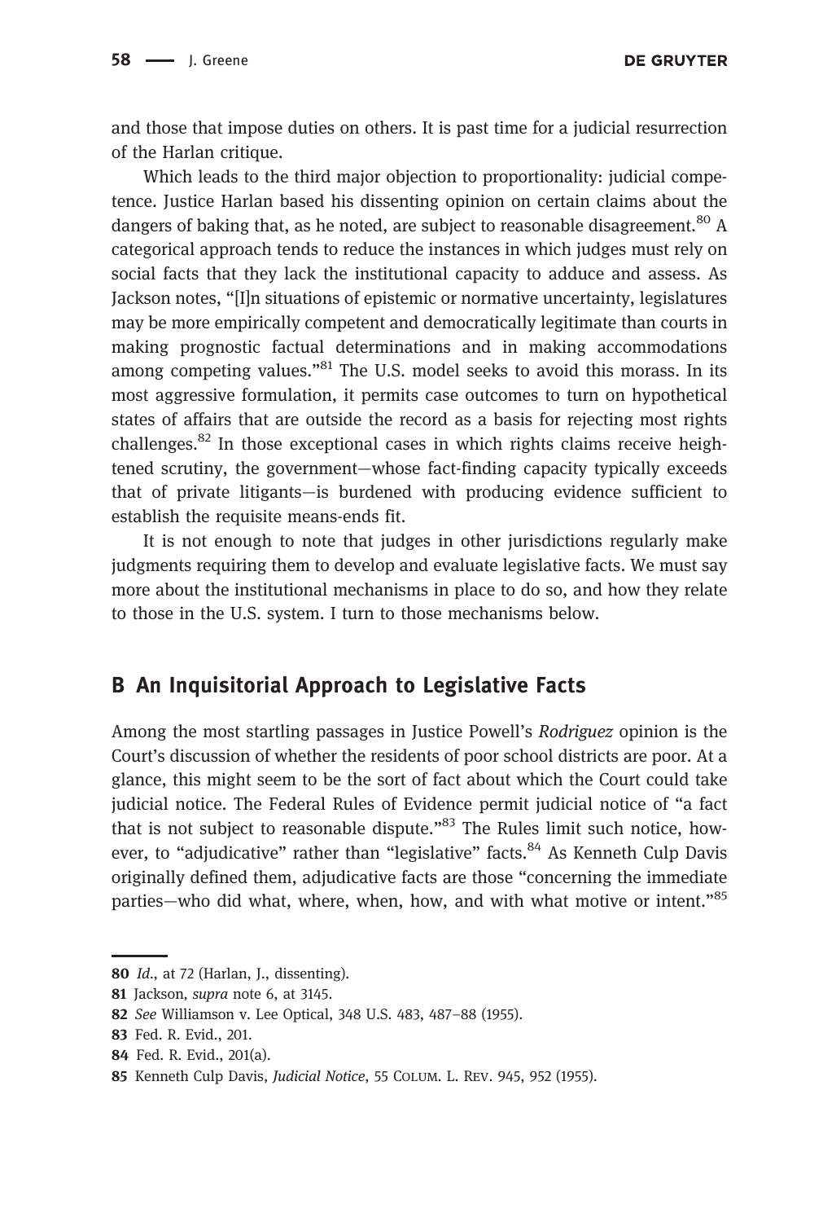and those that impose duties on others. It is past time for a judicial resurrection of the Harlan critique.

Which leads to the third major objection to proportionality: judicial competence. Justice Harlan based his dissenting opinion on certain claims about the dangers of baking that, as he noted, are subject to reasonable disagreement.[80] A categorical approach tends to reduce the instances in which judges must rely on social facts that they lack the institutional capacity to adduce and assess. As Jackson notes, "[I]n situations of epistemic or normative uncertainty, legislatures may be more empirically competent and democratically legitimate than courts in making prognostic factual determinations and in making accommodations among competing values."[81] The U.S. model seeks to avoid this morass. In its most aggressive formulation, it permits case outcomes to turn on hypothetical states of affairs that are outside the record as a basis for rejecting most rights challenges.[82] In those exceptional cases in which rights claims receive heightened scrutiny, the government—whose fact-finding capacity typically exceeds that of private litigants—is burdened with producing evidence sufficient to establish the requisite means-ends fit.

It is not enough to note that judges in other jurisdictions regularly make judgments requiring them to develop and evaluate legislative facts. We must say more about the institutional mechanisms in place to do so, and how they relate to those in the U.S. system. I turn to those mechanisms below.

## B An Inquisitorial Approach to Legislative Facts

Among the most startling passages in Justice Powell's *Rodriguez* opinion is the Court's discussion of whether the residents of poor school districts are poor. At a glance, this might seem to be the sort of fact about which the Court could take judicial notice. The Federal Rules of Evidence permit judicial notice of "a fact that is not subject to reasonable dispute."[83] The Rules limit such notice, however, to "adjudicative" rather than "legislative" facts.[84] As Kenneth Culp Davis originally defined them, adjudicative facts are those "concerning the immediate parties—who did what, where, when, how, and with what motive or intent."[85]

---

80 *Id*., at 72 (Harlan, J., dissenting).

81 Jackson, *supra* note 6, at 3145.

82 *See* Williamson v. Lee Optical, 348 U.S. 483, 487–88 (1955).

83 Fed. R. Evid., 201.

84 Fed. R. Evid., 201(a).

85 Kenneth Culp Davis, *Judicial Notice*, 55 Colum. L. Rev. 945, 952 (1955).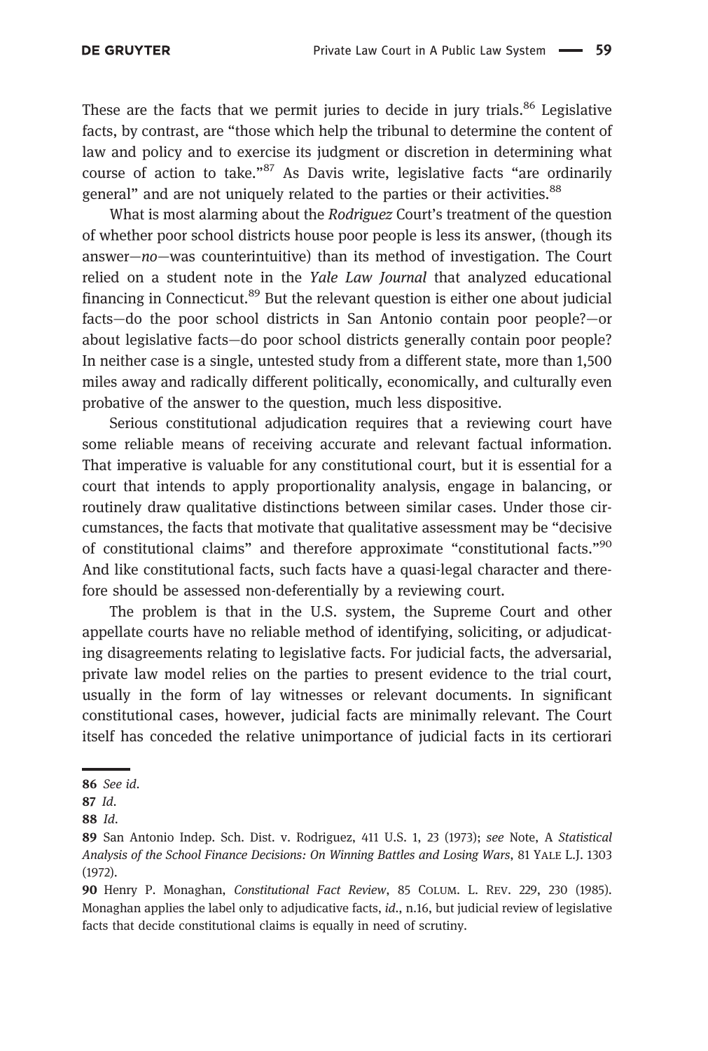These are the facts that we permit juries to decide in jury trials.[86] Legislative facts, by contrast, are "those which help the tribunal to determine the content of law and policy and to exercise its judgment or discretion in determining what course of action to take."[87] As Davis write, legislative facts "are ordinarily general" and are not uniquely related to the parties or their activities.[88]

What is most alarming about the *Rodriguez* Court's treatment of the question of whether poor school districts house poor people is less its answer, (though its answer—*no*—was counterintuitive) than its method of investigation. The Court relied on a student note in the *Yale Law Journal* that analyzed educational financing in Connecticut.[89] But the relevant question is either one about judicial facts—do the poor school districts in San Antonio contain poor people?—or about legislative facts—do poor school districts generally contain poor people? In neither case is a single, untested study from a different state, more than 1,500 miles away and radically different politically, economically, and culturally even probative of the answer to the question, much less dispositive.

Serious constitutional adjudication requires that a reviewing court have some reliable means of receiving accurate and relevant factual information. That imperative is valuable for any constitutional court, but it is essential for a court that intends to apply proportionality analysis, engage in balancing, or routinely draw qualitative distinctions between similar cases. Under those circumstances, the facts that motivate that qualitative assessment may be "decisive of constitutional claims" and therefore approximate "constitutional facts."[90] And like constitutional facts, such facts have a quasi-legal character and therefore should be assessed non-deferentially by a reviewing court.

The problem is that in the U.S. system, the Supreme Court and other appellate courts have no reliable method of identifying, soliciting, or adjudicating disagreements relating to legislative facts. For judicial facts, the adversarial, private law model relies on the parties to present evidence to the trial court, usually in the form of lay witnesses or relevant documents. In significant constitutional cases, however, judicial facts are minimally relevant. The Court itself has conceded the relative unimportance of judicial facts in its certiorari

---

**86** *See id.*

**87** *Id.*

**88** *Id.*

**89** San Antonio Indep. Sch. Dist. v. Rodriguez, 411 U.S. 1, 23 (1973); *see* Note, A *Statistical Analysis of the School Finance Decisions: On Winning Battles and Losing Wars*, 81 Yale L.J. 1303 (1972).

**90** Henry P. Monaghan, *Constitutional Fact Review*, 85 Colum. L. Rev. 229, 230 (1985). Monaghan applies the label only to adjudicative facts, *id.*, n.16, but judicial review of legislative facts that decide constitutional claims is equally in need of scrutiny.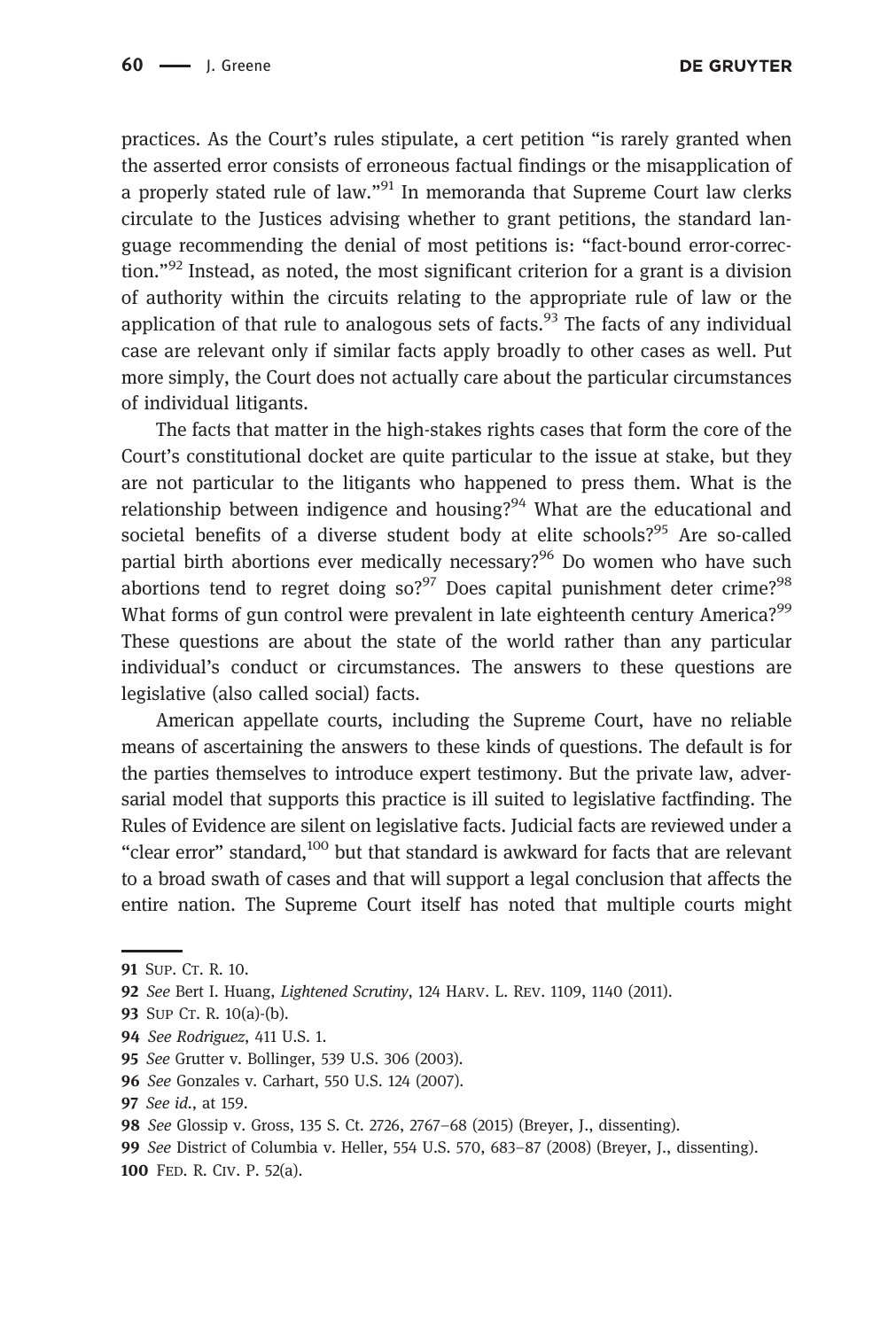practices. As the Court's rules stipulate, a cert petition "is rarely granted when the asserted error consists of erroneous factual findings or the misapplication of a properly stated rule of law."[91] In memoranda that Supreme Court law clerks circulate to the Justices advising whether to grant petitions, the standard language recommending the denial of most petitions is: "fact-bound error-correction."[92] Instead, as noted, the most significant criterion for a grant is a division of authority within the circuits relating to the appropriate rule of law or the application of that rule to analogous sets of facts.[93] The facts of any individual case are relevant only if similar facts apply broadly to other cases as well. Put more simply, the Court does not actually care about the particular circumstances of individual litigants.

The facts that matter in the high-stakes rights cases that form the core of the Court's constitutional docket are quite particular to the issue at stake, but they are not particular to the litigants who happened to press them. What is the relationship between indigence and housing?[94] What are the educational and societal benefits of a diverse student body at elite schools?[95] Are so-called partial birth abortions ever medically necessary?[96] Do women who have such abortions tend to regret doing so?[97] Does capital punishment deter crime?[98] What forms of gun control were prevalent in late eighteenth century America?[99] These questions are about the state of the world rather than any particular individual's conduct or circumstances. The answers to these questions are legislative (also called social) facts.

American appellate courts, including the Supreme Court, have no reliable means of ascertaining the answers to these kinds of questions. The default is for the parties themselves to introduce expert testimony. But the private law, adversarial model that supports this practice is ill suited to legislative factfinding. The Rules of Evidence are silent on legislative facts. Judicial facts are reviewed under a "clear error" standard,[100] but that standard is awkward for facts that are relevant to a broad swath of cases and that will support a legal conclusion that affects the entire nation. The Supreme Court itself has noted that multiple courts might

---

91 SUP. CT. R. 10.

92 *See* Bert I. Huang, *Lightened Scrutiny*, 124 HARV. L. REV. 1109, 1140 (2011).

93 SUP CT. R. 10(a)-(b).

94 *See Rodriguez*, 411 U.S. 1.

95 *See* Grutter v. Bollinger, 539 U.S. 306 (2003).

96 *See* Gonzales v. Carhart, 550 U.S. 124 (2007).

97 *See id.*, at 159.

98 *See* Glossip v. Gross, 135 S. Ct. 2726, 2767–68 (2015) (Breyer, J., dissenting).

99 *See* District of Columbia v. Heller, 554 U.S. 570, 683–87 (2008) (Breyer, J., dissenting).

100 FED. R. CIV. P. 52(a).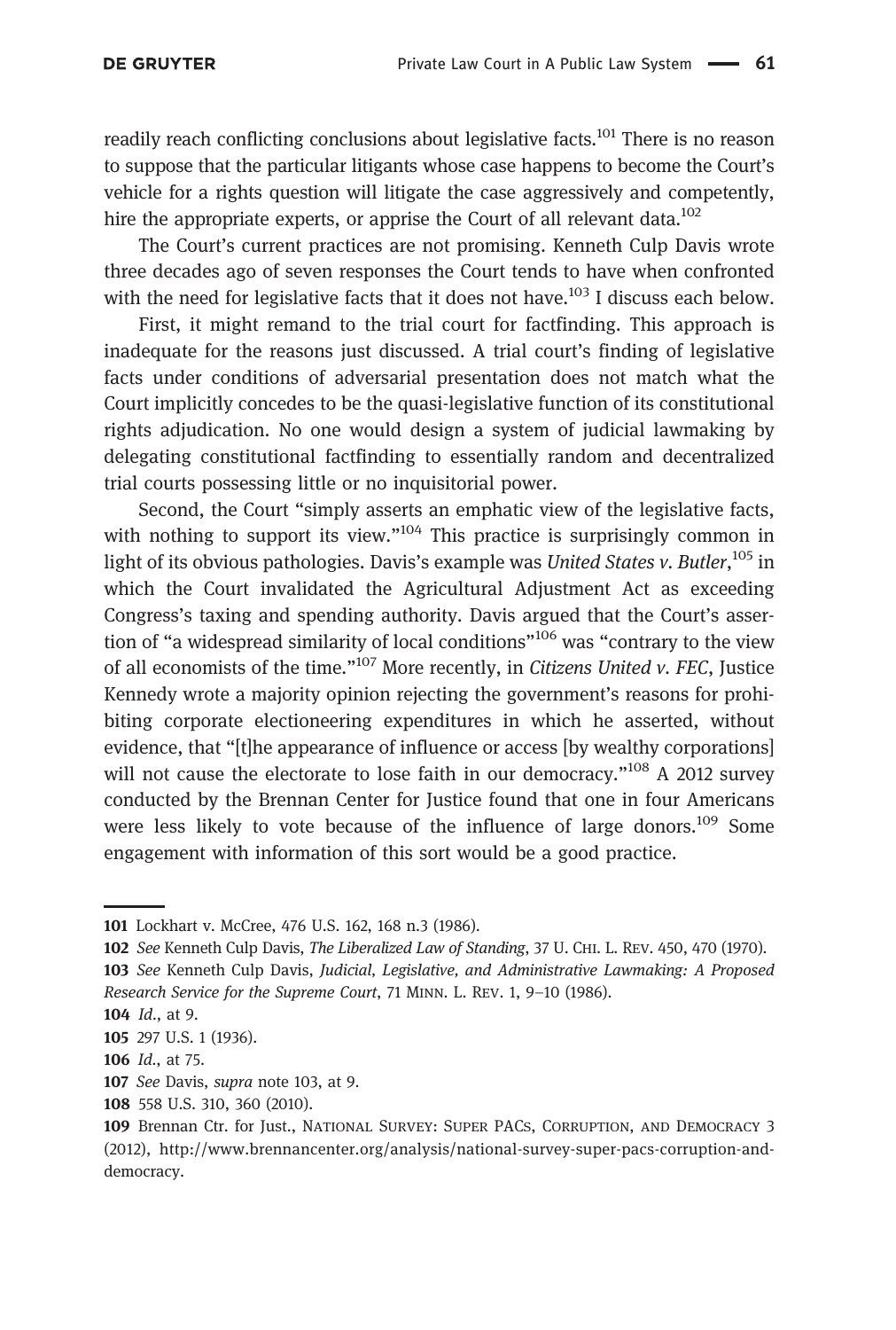readily reach conflicting conclusions about legislative facts.[101] There is no reason to suppose that the particular litigants whose case happens to become the Court's vehicle for a rights question will litigate the case aggressively and competently, hire the appropriate experts, or apprise the Court of all relevant data.[102]

The Court's current practices are not promising. Kenneth Culp Davis wrote three decades ago of seven responses the Court tends to have when confronted with the need for legislative facts that it does not have.[103] I discuss each below.

First, it might remand to the trial court for factfinding. This approach is inadequate for the reasons just discussed. A trial court's finding of legislative facts under conditions of adversarial presentation does not match what the Court implicitly concedes to be the quasi-legislative function of its constitutional rights adjudication. No one would design a system of judicial lawmaking by delegating constitutional factfinding to essentially random and decentralized trial courts possessing little or no inquisitorial power.

Second, the Court "simply asserts an emphatic view of the legislative facts, with nothing to support its view."[104] This practice is surprisingly common in light of its obvious pathologies. Davis's example was *United States v. Butler*,[105] in which the Court invalidated the Agricultural Adjustment Act as exceeding Congress's taxing and spending authority. Davis argued that the Court's assertion of "a widespread similarity of local conditions"[106] was "contrary to the view of all economists of the time."[107] More recently, in *Citizens United v. FEC*, Justice Kennedy wrote a majority opinion rejecting the government's reasons for prohibiting corporate electioneering expenditures in which he asserted, without evidence, that "[t]he appearance of influence or access [by wealthy corporations] will not cause the electorate to lose faith in our democracy."[108] A 2012 survey conducted by the Brennan Center for Justice found that one in four Americans were less likely to vote because of the influence of large donors.[109] Some engagement with information of this sort would be a good practice.

---

**101** Lockhart v. McCree, 476 U.S. 162, 168 n.3 (1986).

**102** *See* Kenneth Culp Davis, *The Liberalized Law of Standing*, 37 U. Chi. L. Rev. 450, 470 (1970).

**103** *See* Kenneth Culp Davis, *Judicial, Legislative, and Administrative Lawmaking: A Proposed Research Service for the Supreme Court*, 71 Minn. L. Rev. 1, 9–10 (1986).

**104** *Id.*, at 9.

**105** 297 U.S. 1 (1936).

**106** *Id.*, at 75.

**107** *See* Davis, *supra* note 103, at 9.

**108** 558 U.S. 310, 360 (2010).

**109** Brennan Ctr. for Just., National Survey: Super PACs, Corruption, and Democracy 3 (2012), http://www.brennancenter.org/analysis/national-survey-super-pacs-corruption-and-democracy.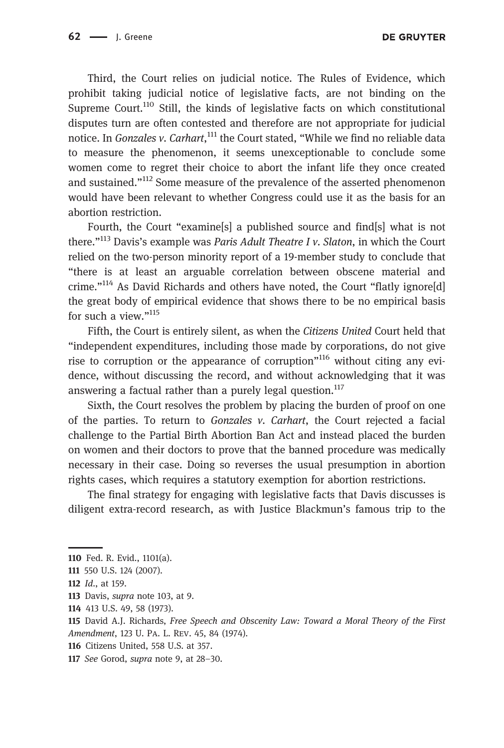Third, the Court relies on judicial notice. The Rules of Evidence, which prohibit taking judicial notice of legislative facts, are not binding on the Supreme Court.[110] Still, the kinds of legislative facts on which constitutional disputes turn are often contested and therefore are not appropriate for judicial notice. In *Gonzales v. Carhart*,[111] the Court stated, "While we find no reliable data to measure the phenomenon, it seems unexceptionable to conclude some women come to regret their choice to abort the infant life they once created and sustained."[112] Some measure of the prevalence of the asserted phenomenon would have been relevant to whether Congress could use it as the basis for an abortion restriction.

Fourth, the Court "examine[s] a published source and find[s] what is not there."[113] Davis's example was *Paris Adult Theatre I v. Slaton*, in which the Court relied on the two-person minority report of a 19-member study to conclude that "there is at least an arguable correlation between obscene material and crime."[114] As David Richards and others have noted, the Court "flatly ignore[d] the great body of empirical evidence that shows there to be no empirical basis for such a view."[115]

Fifth, the Court is entirely silent, as when the *Citizens United* Court held that "independent expenditures, including those made by corporations, do not give rise to corruption or the appearance of corruption"[116] without citing any evidence, without discussing the record, and without acknowledging that it was answering a factual rather than a purely legal question.[117]

Sixth, the Court resolves the problem by placing the burden of proof on one of the parties. To return to *Gonzales v. Carhart*, the Court rejected a facial challenge to the Partial Birth Abortion Ban Act and instead placed the burden on women and their doctors to prove that the banned procedure was medically necessary in their case. Doing so reverses the usual presumption in abortion rights cases, which requires a statutory exemption for abortion restrictions.

The final strategy for engaging with legislative facts that Davis discusses is diligent extra-record research, as with Justice Blackmun's famous trip to the

---

110 Fed. R. Evid., 1101(a).

111 550 U.S. 124 (2007).

112 *Id.*, at 159.

113 Davis, *supra* note 103, at 9.

114 413 U.S. 49, 58 (1973).

115 David A.J. Richards, *Free Speech and Obscenity Law: Toward a Moral Theory of the First Amendment*, 123 U. Pa. L. Rev. 45, 84 (1974).

116 Citizens United, 558 U.S. at 357.

117 *See* Gorod, *supra* note 9, at 28–30.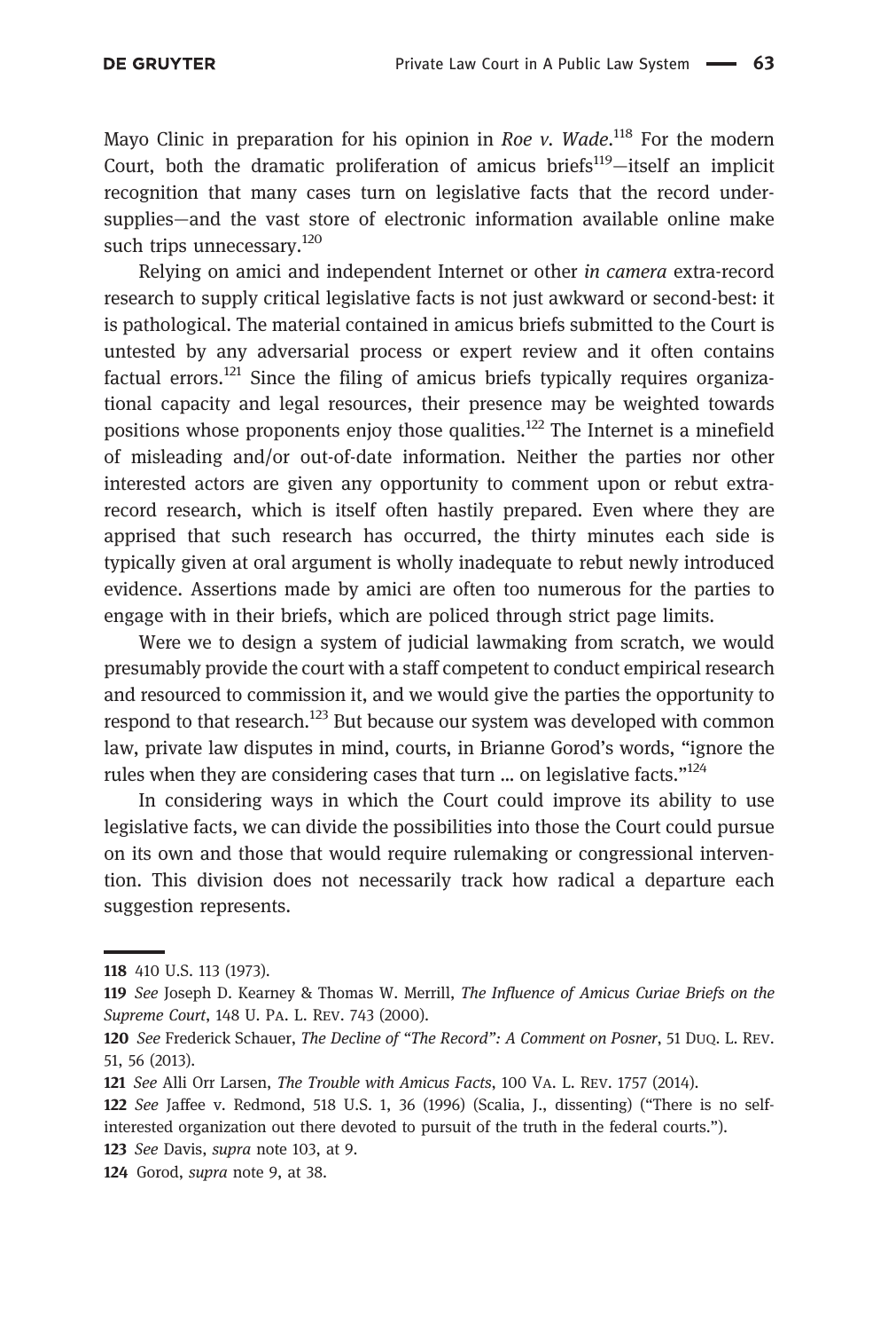Mayo Clinic in preparation for his opinion in *Roe v. Wade*.[118] For the modern Court, both the dramatic proliferation of amicus briefs[119]—itself an implicit recognition that many cases turn on legislative facts that the record undersupplies—and the vast store of electronic information available online make such trips unnecessary.[120]

Relying on amici and independent Internet or other *in camera* extra-record research to supply critical legislative facts is not just awkward or second-best: it is pathological. The material contained in amicus briefs submitted to the Court is untested by any adversarial process or expert review and it often contains factual errors.[121] Since the filing of amicus briefs typically requires organizational capacity and legal resources, their presence may be weighted towards positions whose proponents enjoy those qualities.[122] The Internet is a minefield of misleading and/or out-of-date information. Neither the parties nor other interested actors are given any opportunity to comment upon or rebut extra-record research, which is itself often hastily prepared. Even where they are apprised that such research has occurred, the thirty minutes each side is typically given at oral argument is wholly inadequate to rebut newly introduced evidence. Assertions made by amici are often too numerous for the parties to engage with in their briefs, which are policed through strict page limits.

Were we to design a system of judicial lawmaking from scratch, we would presumably provide the court with a staff competent to conduct empirical research and resourced to commission it, and we would give the parties the opportunity to respond to that research.[123] But because our system was developed with common law, private law disputes in mind, courts, in Brianne Gorod's words, "ignore the rules when they are considering cases that turn … on legislative facts."[124]

In considering ways in which the Court could improve its ability to use legislative facts, we can divide the possibilities into those the Court could pursue on its own and those that would require rulemaking or congressional intervention. This division does not necessarily track how radical a departure each suggestion represents.

---

**118** 410 U.S. 113 (1973).

**119** *See* Joseph D. Kearney & Thomas W. Merrill, *The Influence of Amicus Curiae Briefs on the Supreme Court*, 148 U. PA. L. REV. 743 (2000).

**120** *See* Frederick Schauer, *The Decline of "The Record": A Comment on Posner*, 51 DUQ. L. REV. 51, 56 (2013).

**121** *See* Alli Orr Larsen, *The Trouble with Amicus Facts*, 100 VA. L. REV. 1757 (2014).

**122** *See* Jaffee v. Redmond, 518 U.S. 1, 36 (1996) (Scalia, J., dissenting) ("There is no self-interested organization out there devoted to pursuit of the truth in the federal courts.").

**123** *See* Davis, *supra* note 103, at 9.

**124** Gorod, *supra* note 9, at 38.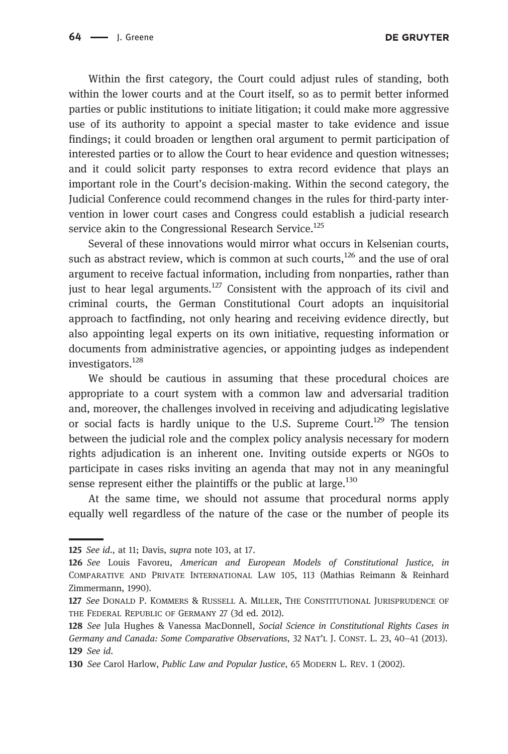Within the first category, the Court could adjust rules of standing, both within the lower courts and at the Court itself, so as to permit better informed parties or public institutions to initiate litigation; it could make more aggressive use of its authority to appoint a special master to take evidence and issue findings; it could broaden or lengthen oral argument to permit participation of interested parties or to allow the Court to hear evidence and question witnesses; and it could solicit party responses to extra record evidence that plays an important role in the Court's decision-making. Within the second category, the Judicial Conference could recommend changes in the rules for third-party intervention in lower court cases and Congress could establish a judicial research service akin to the Congressional Research Service.[125]

Several of these innovations would mirror what occurs in Kelsenian courts, such as abstract review, which is common at such courts,[126] and the use of oral argument to receive factual information, including from nonparties, rather than just to hear legal arguments.[127] Consistent with the approach of its civil and criminal courts, the German Constitutional Court adopts an inquisitorial approach to factfinding, not only hearing and receiving evidence directly, but also appointing legal experts on its own initiative, requesting information or documents from administrative agencies, or appointing judges as independent investigators.[128]

We should be cautious in assuming that these procedural choices are appropriate to a court system with a common law and adversarial tradition and, moreover, the challenges involved in receiving and adjudicating legislative or social facts is hardly unique to the U.S. Supreme Court.[129] The tension between the judicial role and the complex policy analysis necessary for modern rights adjudication is an inherent one. Inviting outside experts or NGOs to participate in cases risks inviting an agenda that may not in any meaningful sense represent either the plaintiffs or the public at large.[130]

At the same time, we should not assume that procedural norms apply equally well regardless of the nature of the case or the number of people its

---

125 *See id.*, at 11; Davis, *supra* note 103, at 17.

126 *See* Louis Favoreu, *American and European Models of Constitutional Justice, in* COMPARATIVE AND PRIVATE INTERNATIONAL LAW 105, 113 (Mathias Reimann & Reinhard Zimmermann, 1990).

127 *See* DONALD P. KOMMERS & RUSSELL A. MILLER, THE CONSTITUTIONAL JURISPRUDENCE OF THE FEDERAL REPUBLIC OF GERMANY 27 (3d ed. 2012).

128 *See* Jula Hughes & Vanessa MacDonnell, *Social Science in Constitutional Rights Cases in Germany and Canada: Some Comparative Observations*, 32 NAT'L J. CONST. L. 23, 40–41 (2013).

129 *See id.*

130 *See* Carol Harlow, *Public Law and Popular Justice*, 65 MODERN L. REV. 1 (2002).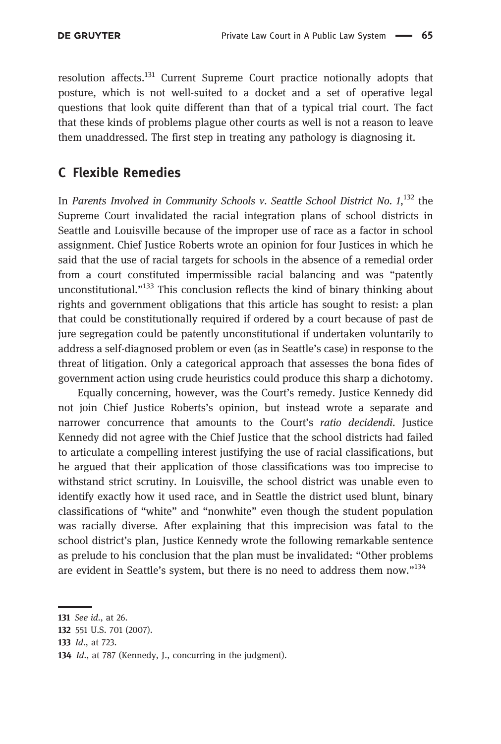resolution affects.[131] Current Supreme Court practice notionally adopts that posture, which is not well-suited to a docket and a set of operative legal questions that look quite different than that of a typical trial court. The fact that these kinds of problems plague other courts as well is not a reason to leave them unaddressed. The first step in treating any pathology is diagnosing it.

## C Flexible Remedies

In *Parents Involved in Community Schools v. Seattle School District No. 1*,[132] the Supreme Court invalidated the racial integration plans of school districts in Seattle and Louisville because of the improper use of race as a factor in school assignment. Chief Justice Roberts wrote an opinion for four Justices in which he said that the use of racial targets for schools in the absence of a remedial order from a court constituted impermissible racial balancing and was "patently unconstitutional."[133] This conclusion reflects the kind of binary thinking about rights and government obligations that this article has sought to resist: a plan that could be constitutionally required if ordered by a court because of past de jure segregation could be patently unconstitutional if undertaken voluntarily to address a self-diagnosed problem or even (as in Seattle's case) in response to the threat of litigation. Only a categorical approach that assesses the bona fides of government action using crude heuristics could produce this sharp a dichotomy.

Equally concerning, however, was the Court's remedy. Justice Kennedy did not join Chief Justice Roberts's opinion, but instead wrote a separate and narrower concurrence that amounts to the Court's *ratio decidendi*. Justice Kennedy did not agree with the Chief Justice that the school districts had failed to articulate a compelling interest justifying the use of racial classifications, but he argued that their application of those classifications was too imprecise to withstand strict scrutiny. In Louisville, the school district was unable even to identify exactly how it used race, and in Seattle the district used blunt, binary classifications of "white" and "nonwhite" even though the student population was racially diverse. After explaining that this imprecision was fatal to the school district's plan, Justice Kennedy wrote the following remarkable sentence as prelude to his conclusion that the plan must be invalidated: "Other problems are evident in Seattle's system, but there is no need to address them now."[134]

---

131 *See id*., at 26.

132 551 U.S. 701 (2007).

133 *Id*., at 723.

134 *Id*., at 787 (Kennedy, J., concurring in the judgment).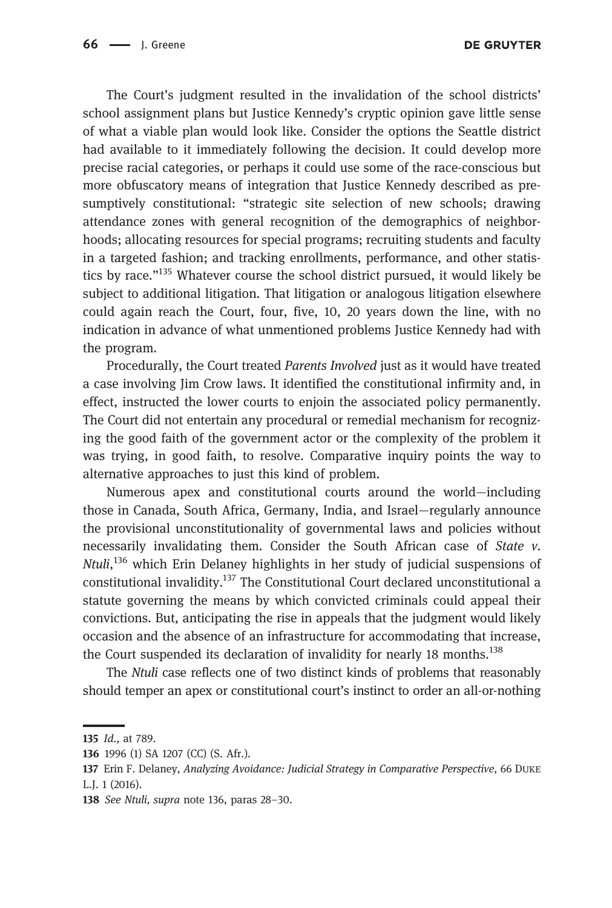The Court's judgment resulted in the invalidation of the school districts' school assignment plans but Justice Kennedy's cryptic opinion gave little sense of what a viable plan would look like. Consider the options the Seattle district had available to it immediately following the decision. It could develop more precise racial categories, or perhaps it could use some of the race-conscious but more obfuscatory means of integration that Justice Kennedy described as presumptively constitutional: "strategic site selection of new schools; drawing attendance zones with general recognition of the demographics of neighborhoods; allocating resources for special programs; recruiting students and faculty in a targeted fashion; and tracking enrollments, performance, and other statistics by race."[135] Whatever course the school district pursued, it would likely be subject to additional litigation. That litigation or analogous litigation elsewhere could again reach the Court, four, five, 10, 20 years down the line, with no indication in advance of what unmentioned problems Justice Kennedy had with the program.

Procedurally, the Court treated *Parents Involved* just as it would have treated a case involving Jim Crow laws. It identified the constitutional infirmity and, in effect, instructed the lower courts to enjoin the associated policy permanently. The Court did not entertain any procedural or remedial mechanism for recognizing the good faith of the government actor or the complexity of the problem it was trying, in good faith, to resolve. Comparative inquiry points the way to alternative approaches to just this kind of problem.

Numerous apex and constitutional courts around the world—including those in Canada, South Africa, Germany, India, and Israel—regularly announce the provisional unconstitutionality of governmental laws and policies without necessarily invalidating them. Consider the South African case of *State v. Ntuli*,[136] which Erin Delaney highlights in her study of judicial suspensions of constitutional invalidity.[137] The Constitutional Court declared unconstitutional a statute governing the means by which convicted criminals could appeal their convictions. But, anticipating the rise in appeals that the judgment would likely occasion and the absence of an infrastructure for accommodating that increase, the Court suspended its declaration of invalidity for nearly 18 months.[138]

The *Ntuli* case reflects one of two distinct kinds of problems that reasonably should temper an apex or constitutional court's instinct to order an all-or-nothing

---

135 *Id.*, at 789.

136 1996 (1) SA 1207 (CC) (S. Afr.).

137 Erin F. Delaney, *Analyzing Avoidance: Judicial Strategy in Comparative Perspective*, 66 Duke L.J. 1 (2016).

138 *See Ntuli, supra* note 136, paras 28–30.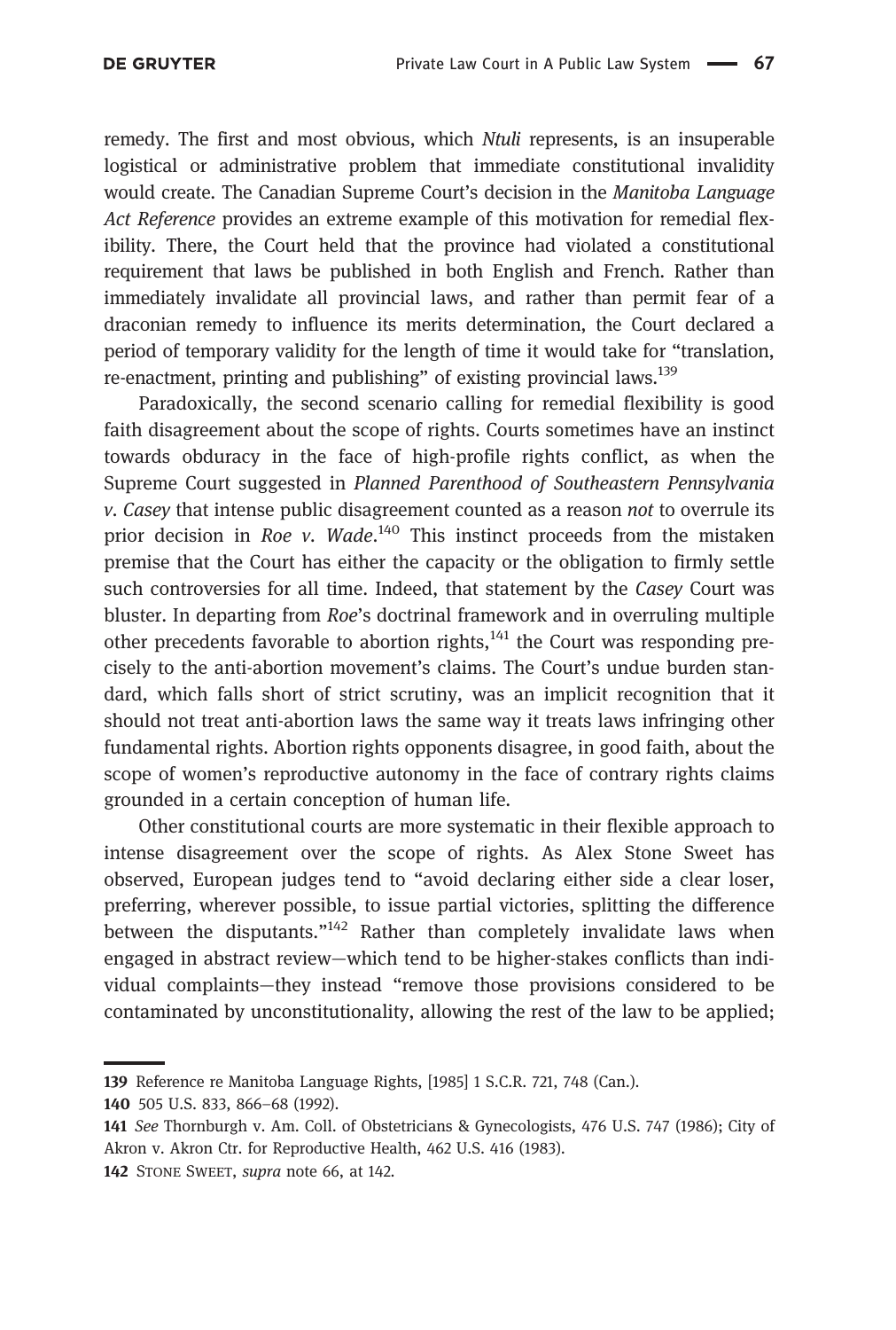remedy. The first and most obvious, which *Ntuli* represents, is an insuperable logistical or administrative problem that immediate constitutional invalidity would create. The Canadian Supreme Court's decision in the *Manitoba Language Act Reference* provides an extreme example of this motivation for remedial flexibility. There, the Court held that the province had violated a constitutional requirement that laws be published in both English and French. Rather than immediately invalidate all provincial laws, and rather than permit fear of a draconian remedy to influence its merits determination, the Court declared a period of temporary validity for the length of time it would take for "translation, re-enactment, printing and publishing" of existing provincial laws.[139]

Paradoxically, the second scenario calling for remedial flexibility is good faith disagreement about the scope of rights. Courts sometimes have an instinct towards obduracy in the face of high-profile rights conflict, as when the Supreme Court suggested in *Planned Parenthood of Southeastern Pennsylvania v. Casey* that intense public disagreement counted as a reason *not* to overrule its prior decision in *Roe v. Wade*.[140] This instinct proceeds from the mistaken premise that the Court has either the capacity or the obligation to firmly settle such controversies for all time. Indeed, that statement by the *Casey* Court was bluster. In departing from *Roe*'s doctrinal framework and in overruling multiple other precedents favorable to abortion rights,[141] the Court was responding precisely to the anti-abortion movement's claims. The Court's undue burden standard, which falls short of strict scrutiny, was an implicit recognition that it should not treat anti-abortion laws the same way it treats laws infringing other fundamental rights. Abortion rights opponents disagree, in good faith, about the scope of women's reproductive autonomy in the face of contrary rights claims grounded in a certain conception of human life.

Other constitutional courts are more systematic in their flexible approach to intense disagreement over the scope of rights. As Alex Stone Sweet has observed, European judges tend to "avoid declaring either side a clear loser, preferring, wherever possible, to issue partial victories, splitting the difference between the disputants."[142] Rather than completely invalidate laws when engaged in abstract review—which tend to be higher-stakes conflicts than individual complaints—they instead "remove those provisions considered to be contaminated by unconstitutionality, allowing the rest of the law to be applied;

---

139 Reference re Manitoba Language Rights, [1985] 1 S.C.R. 721, 748 (Can.).

140 505 U.S. 833, 866–68 (1992).

141 *See* Thornburgh v. Am. Coll. of Obstetricians & Gynecologists, 476 U.S. 747 (1986); City of Akron v. Akron Ctr. for Reproductive Health, 462 U.S. 416 (1983).

142 Stone Sweet, *supra* note 66, at 142.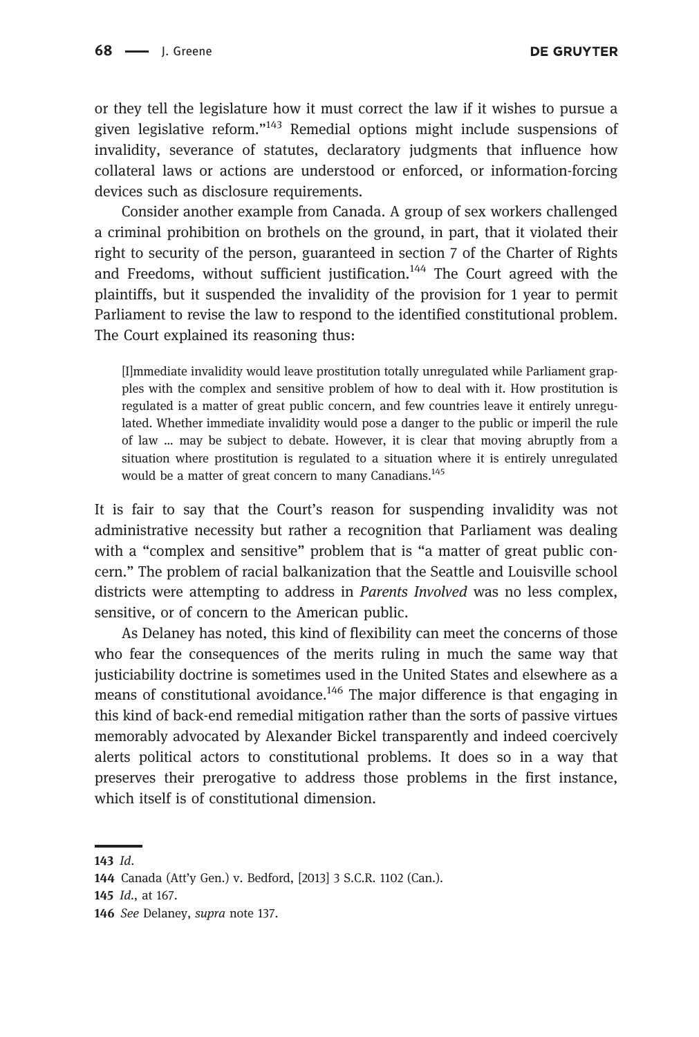or they tell the legislature how it must correct the law if it wishes to pursue a given legislative reform."[143] Remedial options might include suspensions of invalidity, severance of statutes, declaratory judgments that influence how collateral laws or actions are understood or enforced, or information-forcing devices such as disclosure requirements.

Consider another example from Canada. A group of sex workers challenged a criminal prohibition on brothels on the ground, in part, that it violated their right to security of the person, guaranteed in section 7 of the Charter of Rights and Freedoms, without sufficient justification.[144] The Court agreed with the plaintiffs, but it suspended the invalidity of the provision for 1 year to permit Parliament to revise the law to respond to the identified constitutional problem. The Court explained its reasoning thus:

> [I]mmediate invalidity would leave prostitution totally unregulated while Parliament grapples with the complex and sensitive problem of how to deal with it. How prostitution is regulated is a matter of great public concern, and few countries leave it entirely unregulated. Whether immediate invalidity would pose a danger to the public or imperil the rule of law … may be subject to debate. However, it is clear that moving abruptly from a situation where prostitution is regulated to a situation where it is entirely unregulated would be a matter of great concern to many Canadians.[145]

It is fair to say that the Court's reason for suspending invalidity was not administrative necessity but rather a recognition that Parliament was dealing with a "complex and sensitive" problem that is "a matter of great public concern." The problem of racial balkanization that the Seattle and Louisville school districts were attempting to address in *Parents Involved* was no less complex, sensitive, or of concern to the American public.

As Delaney has noted, this kind of flexibility can meet the concerns of those who fear the consequences of the merits ruling in much the same way that justiciability doctrine is sometimes used in the United States and elsewhere as a means of constitutional avoidance.[146] The major difference is that engaging in this kind of back-end remedial mitigation rather than the sorts of passive virtues memorably advocated by Alexander Bickel transparently and indeed coercively alerts political actors to constitutional problems. It does so in a way that preserves their prerogative to address those problems in the first instance, which itself is of constitutional dimension.

---

**143** *Id.*

**144** Canada (Att'y Gen.) v. Bedford, [2013] 3 S.C.R. 1102 (Can.).

**145** *Id.*, at 167.

**146** *See* Delaney, *supra* note 137.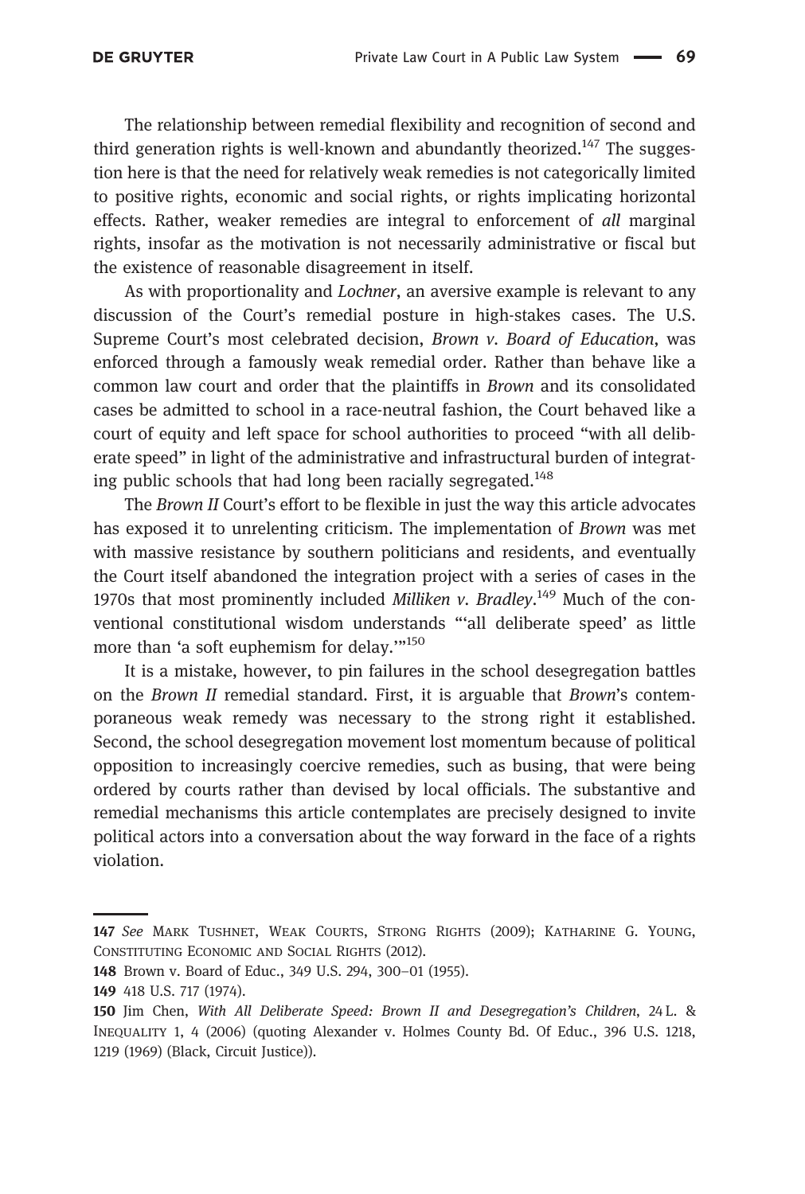The relationship between remedial flexibility and recognition of second and third generation rights is well-known and abundantly theorized.[147] The suggestion here is that the need for relatively weak remedies is not categorically limited to positive rights, economic and social rights, or rights implicating horizontal effects. Rather, weaker remedies are integral to enforcement of *all* marginal rights, insofar as the motivation is not necessarily administrative or fiscal but the existence of reasonable disagreement in itself.

As with proportionality and *Lochner*, an aversive example is relevant to any discussion of the Court's remedial posture in high-stakes cases. The U.S. Supreme Court's most celebrated decision, *Brown v. Board of Education*, was enforced through a famously weak remedial order. Rather than behave like a common law court and order that the plaintiffs in *Brown* and its consolidated cases be admitted to school in a race-neutral fashion, the Court behaved like a court of equity and left space for school authorities to proceed "with all deliberate speed" in light of the administrative and infrastructural burden of integrating public schools that had long been racially segregated.[148]

The *Brown II* Court's effort to be flexible in just the way this article advocates has exposed it to unrelenting criticism. The implementation of *Brown* was met with massive resistance by southern politicians and residents, and eventually the Court itself abandoned the integration project with a series of cases in the 1970s that most prominently included *Milliken v. Bradley*.[149] Much of the conventional constitutional wisdom understands "'all deliberate speed' as little more than 'a soft euphemism for delay.'"[150]

It is a mistake, however, to pin failures in the school desegregation battles on the *Brown II* remedial standard. First, it is arguable that *Brown*'s contemporaneous weak remedy was necessary to the strong right it established. Second, the school desegregation movement lost momentum because of political opposition to increasingly coercive remedies, such as busing, that were being ordered by courts rather than devised by local officials. The substantive and remedial mechanisms this article contemplates are precisely designed to invite political actors into a conversation about the way forward in the face of a rights violation.

---

**147** *See* MARK TUSHNET, WEAK COURTS, STRONG RIGHTS (2009); KATHARINE G. YOUNG, CONSTITUTING ECONOMIC AND SOCIAL RIGHTS (2012).

**148** Brown v. Board of Educ., 349 U.S. 294, 300–01 (1955).

**149** 418 U.S. 717 (1974).

**150** Jim Chen, *With All Deliberate Speed: Brown II and Desegregation's Children*, 24 L. & INEQUALITY 1, 4 (2006) (quoting Alexander v. Holmes County Bd. Of Educ., 396 U.S. 1218, 1219 (1969) (Black, Circuit Justice)).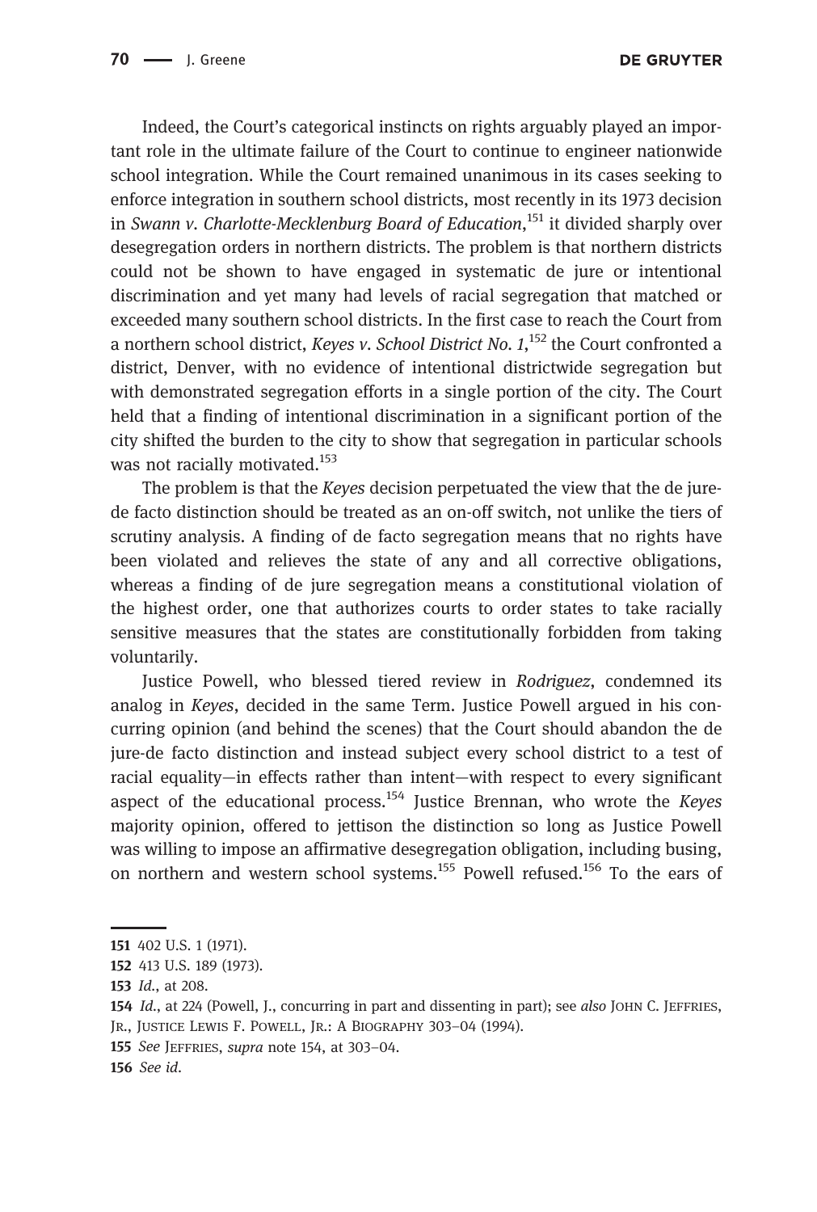Indeed, the Court's categorical instincts on rights arguably played an important role in the ultimate failure of the Court to continue to engineer nationwide school integration. While the Court remained unanimous in its cases seeking to enforce integration in southern school districts, most recently in its 1973 decision in *Swann v. Charlotte-Mecklenburg Board of Education*,[151] it divided sharply over desegregation orders in northern districts. The problem is that northern districts could not be shown to have engaged in systematic de jure or intentional discrimination and yet many had levels of racial segregation that matched or exceeded many southern school districts. In the first case to reach the Court from a northern school district, *Keyes v. School District No. 1*,[152] the Court confronted a district, Denver, with no evidence of intentional districtwide segregation but with demonstrated segregation efforts in a single portion of the city. The Court held that a finding of intentional discrimination in a significant portion of the city shifted the burden to the city to show that segregation in particular schools was not racially motivated.[153]

The problem is that the *Keyes* decision perpetuated the view that the de jure-de facto distinction should be treated as an on-off switch, not unlike the tiers of scrutiny analysis. A finding of de facto segregation means that no rights have been violated and relieves the state of any and all corrective obligations, whereas a finding of de jure segregation means a constitutional violation of the highest order, one that authorizes courts to order states to take racially sensitive measures that the states are constitutionally forbidden from taking voluntarily.

Justice Powell, who blessed tiered review in *Rodriguez*, condemned its analog in *Keyes*, decided in the same Term. Justice Powell argued in his concurring opinion (and behind the scenes) that the Court should abandon the de jure-de facto distinction and instead subject every school district to a test of racial equality—in effects rather than intent—with respect to every significant aspect of the educational process.[154] Justice Brennan, who wrote the *Keyes* majority opinion, offered to jettison the distinction so long as Justice Powell was willing to impose an affirmative desegregation obligation, including busing, on northern and western school systems.[155] Powell refused.[156] To the ears of

---

151 402 U.S. 1 (1971).

152 413 U.S. 189 (1973).

153 *Id.*, at 208.

154 *Id.*, at 224 (Powell, J., concurring in part and dissenting in part); see *also* John C. Jeffries, Jr., Justice Lewis F. Powell, Jr.: A Biography 303–04 (1994).

155 *See* Jeffries, *supra* note 154, at 303–04.

156 *See id.*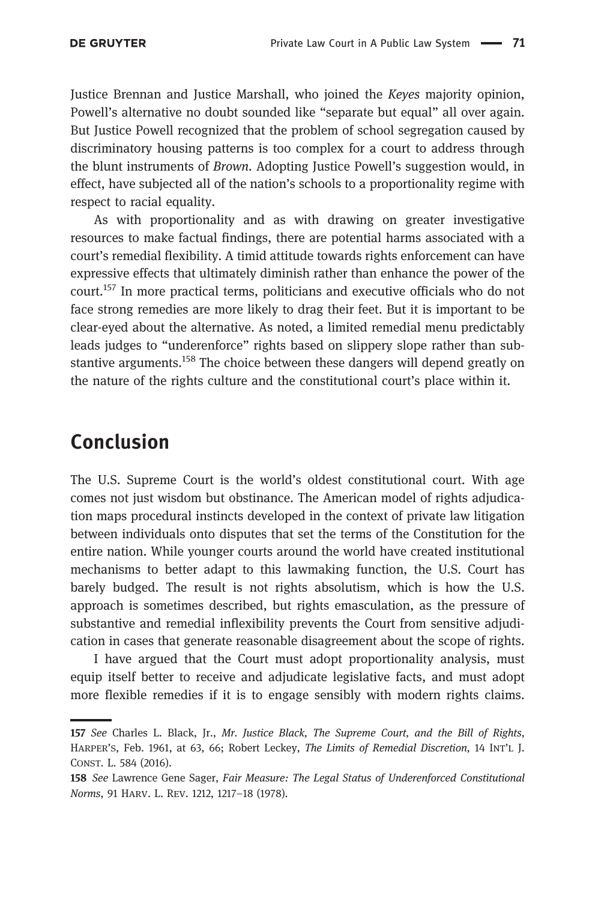Justice Brennan and Justice Marshall, who joined the *Keyes* majority opinion, Powell's alternative no doubt sounded like "separate but equal" all over again. But Justice Powell recognized that the problem of school segregation caused by discriminatory housing patterns is too complex for a court to address through the blunt instruments of *Brown*. Adopting Justice Powell's suggestion would, in effect, have subjected all of the nation's schools to a proportionality regime with respect to racial equality.

As with proportionality and as with drawing on greater investigative resources to make factual findings, there are potential harms associated with a court's remedial flexibility. A timid attitude towards rights enforcement can have expressive effects that ultimately diminish rather than enhance the power of the court.[157] In more practical terms, politicians and executive officials who do not face strong remedies are more likely to drag their feet. But it is important to be clear-eyed about the alternative. As noted, a limited remedial menu predictably leads judges to "underenforce" rights based on slippery slope rather than substantive arguments.[158] The choice between these dangers will depend greatly on the nature of the rights culture and the constitutional court's place within it.

## Conclusion

The U.S. Supreme Court is the world's oldest constitutional court. With age comes not just wisdom but obstinance. The American model of rights adjudication maps procedural instincts developed in the context of private law litigation between individuals onto disputes that set the terms of the Constitution for the entire nation. While younger courts around the world have created institutional mechanisms to better adapt to this lawmaking function, the U.S. Court has barely budged. The result is not rights absolutism, which is how the U.S. approach is sometimes described, but rights emasculation, as the pressure of substantive and remedial inflexibility prevents the Court from sensitive adjudication in cases that generate reasonable disagreement about the scope of rights.

I have argued that the Court must adopt proportionality analysis, must equip itself better to receive and adjudicate legislative facts, and must adopt more flexible remedies if it is to engage sensibly with modern rights claims.

---

**157** *See* Charles L. Black, Jr., *Mr. Justice Black, The Supreme Court, and the Bill of Rights*, Harper's, Feb. 1961, at 63, 66; Robert Leckey, *The Limits of Remedial Discretion*, 14 Int'l J. Const. L. 584 (2016).

**158** *See* Lawrence Gene Sager, *Fair Measure: The Legal Status of Underenforced Constitutional Norms*, 91 Harv. L. Rev. 1212, 1217–18 (1978).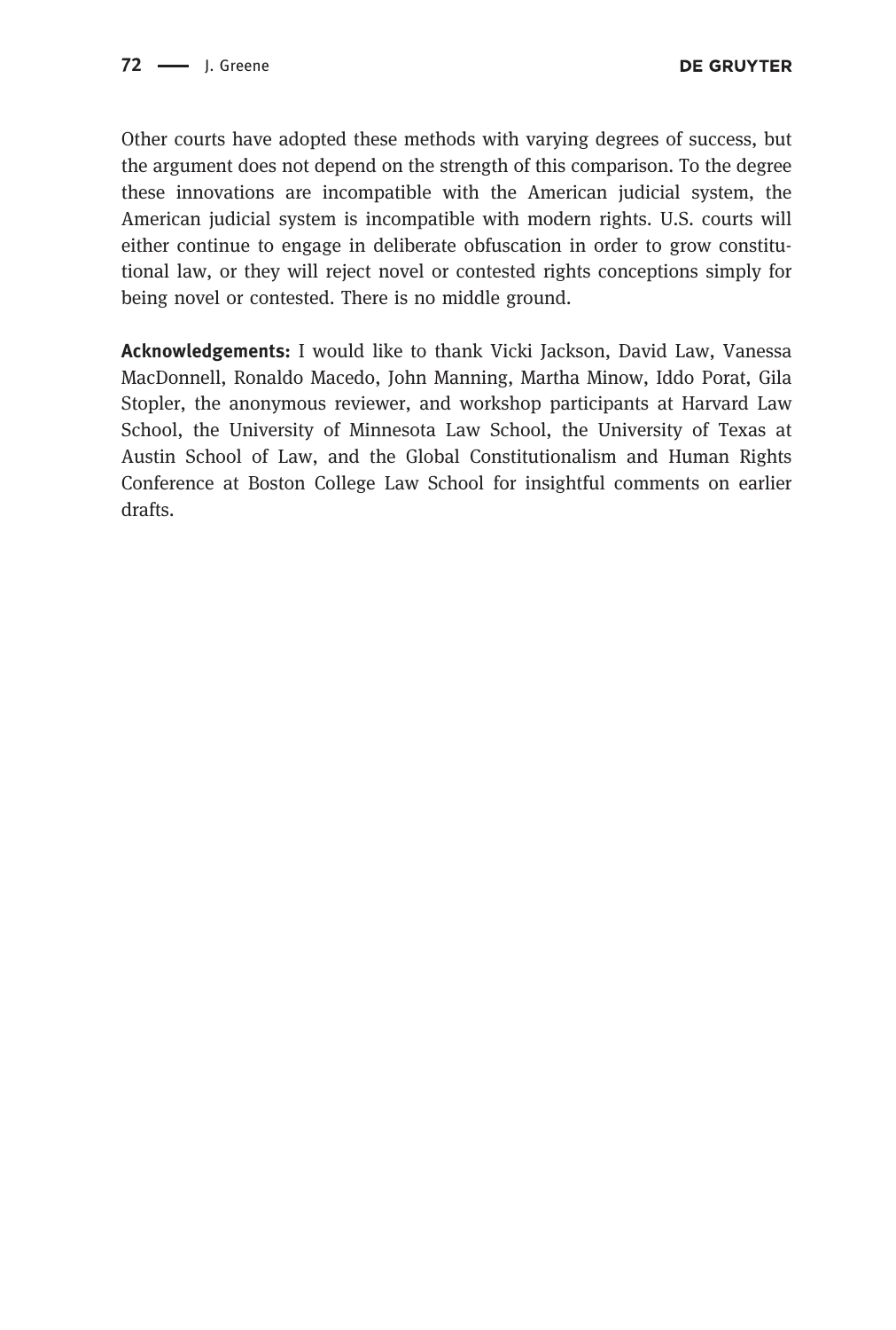Other courts have adopted these methods with varying degrees of success, but the argument does not depend on the strength of this comparison. To the degree these innovations are incompatible with the American judicial system, the American judicial system is incompatible with modern rights. U.S. courts will either continue to engage in deliberate obfuscation in order to grow constitutional law, or they will reject novel or contested rights conceptions simply for being novel or contested. There is no middle ground.

**Acknowledgements:** I would like to thank Vicki Jackson, David Law, Vanessa MacDonnell, Ronaldo Macedo, John Manning, Martha Minow, Iddo Porat, Gila Stopler, the anonymous reviewer, and workshop participants at Harvard Law School, the University of Minnesota Law School, the University of Texas at Austin School of Law, and the Global Constitutionalism and Human Rights Conference at Boston College Law School for insightful comments on earlier drafts.